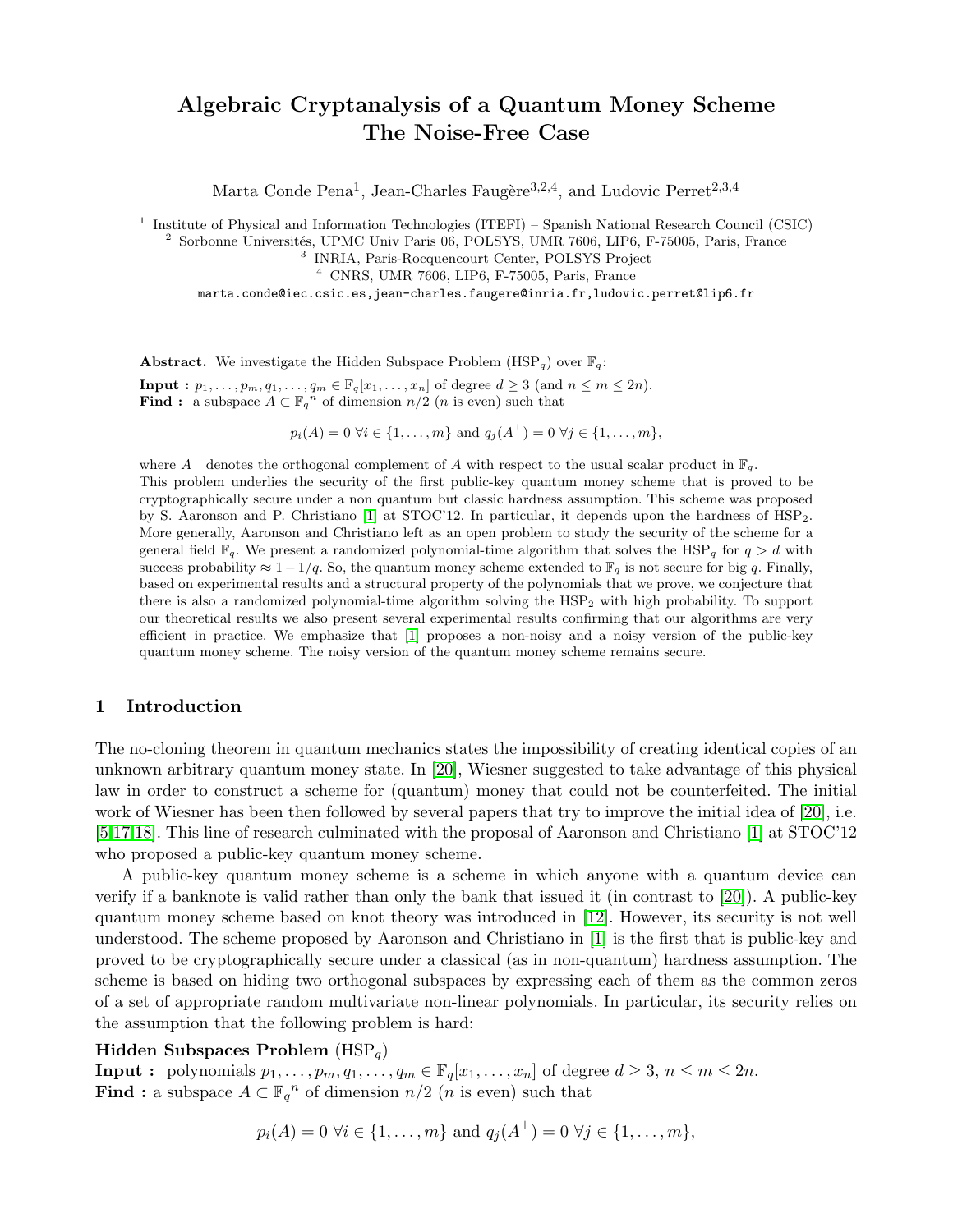# Algebraic Cryptanalysis of a Quantum Money Scheme
# The Noise-Free Case

Marta Conde Pena[1], Jean-Charles Faugère[3,2,4], and Ludovic Perret[2,3,4]

[1] Institute of Physical and Information Technologies (ITEFI) – Spanish National Research Council (CSIC)
[2] Sorbonne Universités, UPMC Univ Paris 06, POLSYS, UMR 7606, LIP6, F-75005, Paris, France
[3] INRIA, Paris-Rocquencourt Center, POLSYS Project
[4] CNRS, UMR 7606, LIP6, F-75005, Paris, France

marta.conde@iec.csic.es,jean-charles.faugere@inria.fr,ludovic.perret@lip6.fr

**Abstract.** We investigate the Hidden Subspace Problem ($\text{HSP}_q$) over $\mathbb{F}_q$:

**Input :** $p_1, \ldots, p_m, q_1, \ldots, q_m \in \mathbb{F}_q[x_1, \ldots, x_n]$ of degree $d \geq 3$ (and $n \leq m \leq 2n$).
**Find :** a subspace $A \subset {\mathbb{F}_q}^n$ of dimension $n/2$ ($n$ is even) such that

$$p_i(A) = 0 \ \forall i \in \{1, \ldots, m\} \text{ and } q_j(A^{\perp}) = 0 \ \forall j \in \{1, \ldots, m\},$$

where $A^{\perp}$ denotes the orthogonal complement of $A$ with respect to the usual scalar product in $\mathbb{F}_q$.
This problem underlies the security of the first public-key quantum money scheme that is proved to be cryptographically secure under a non quantum but classic hardness assumption. This scheme was proposed by S. Aaronson and P. Christiano [1] at STOC'12. In particular, it depends upon the hardness of $\text{HSP}_2$. More generally, Aaronson and Christiano left as an open problem to study the security of the scheme for a general field $\mathbb{F}_q$. We present a randomized polynomial-time algorithm that solves the $\text{HSP}_q$ for $q > d$ with success probability $\approx 1 - 1/q$. So, the quantum money scheme extended to $\mathbb{F}_q$ is not secure for big $q$. Finally, based on experimental results and a structural property of the polynomials that we prove, we conjecture that there is also a randomized polynomial-time algorithm solving the $\text{HSP}_2$ with high probability. To support our theoretical results we also present several experimental results confirming that our algorithms are very efficient in practice. We emphasize that [1] proposes a non-noisy and a noisy version of the public-key quantum money scheme. The noisy version of the quantum money scheme remains secure.

## 1 Introduction

The no-cloning theorem in quantum mechanics states the impossibility of creating identical copies of an unknown arbitrary quantum money state. In [20], Wiesner suggested to take advantage of this physical law in order to construct a scheme for (quantum) money that could not be counterfeited. The initial work of Wiesner has been then followed by several papers that try to improve the initial idea of [20], i.e. [5,17,18]. This line of research culminated with the proposal of Aaronson and Christiano [1] at STOC'12 who proposed a public-key quantum money scheme.

A public-key quantum money scheme is a scheme in which anyone with a quantum device can verify if a banknote is valid rather than only the bank that issued it (in contrast to [20]). A public-key quantum money scheme based on knot theory was introduced in [12]. However, its security is not well understood. The scheme proposed by Aaronson and Christiano in [1] is the first that is public-key and proved to be cryptographically secure under a classical (as in non-quantum) hardness assumption. The scheme is based on hiding two orthogonal subspaces by expressing each of them as the common zeros of a set of appropriate random multivariate non-linear polynomials. In particular, its security relies on the assumption that the following problem is hard:

---

**Hidden Subspaces Problem** ($\text{HSP}_q$)
**Input :** polynomials $p_1, \ldots, p_m, q_1, \ldots, q_m \in \mathbb{F}_q[x_1, \ldots, x_n]$ of degree $d \geq 3$, $n \leq m \leq 2n$.
**Find :** a subspace $A \subset {\mathbb{F}_q}^n$ of dimension $n/2$ ($n$ is even) such that

$$p_i(A) = 0 \ \forall i \in \{1, \ldots, m\} \text{ and } q_j(A^{\perp}) = 0 \ \forall j \in \{1, \ldots, m\},$$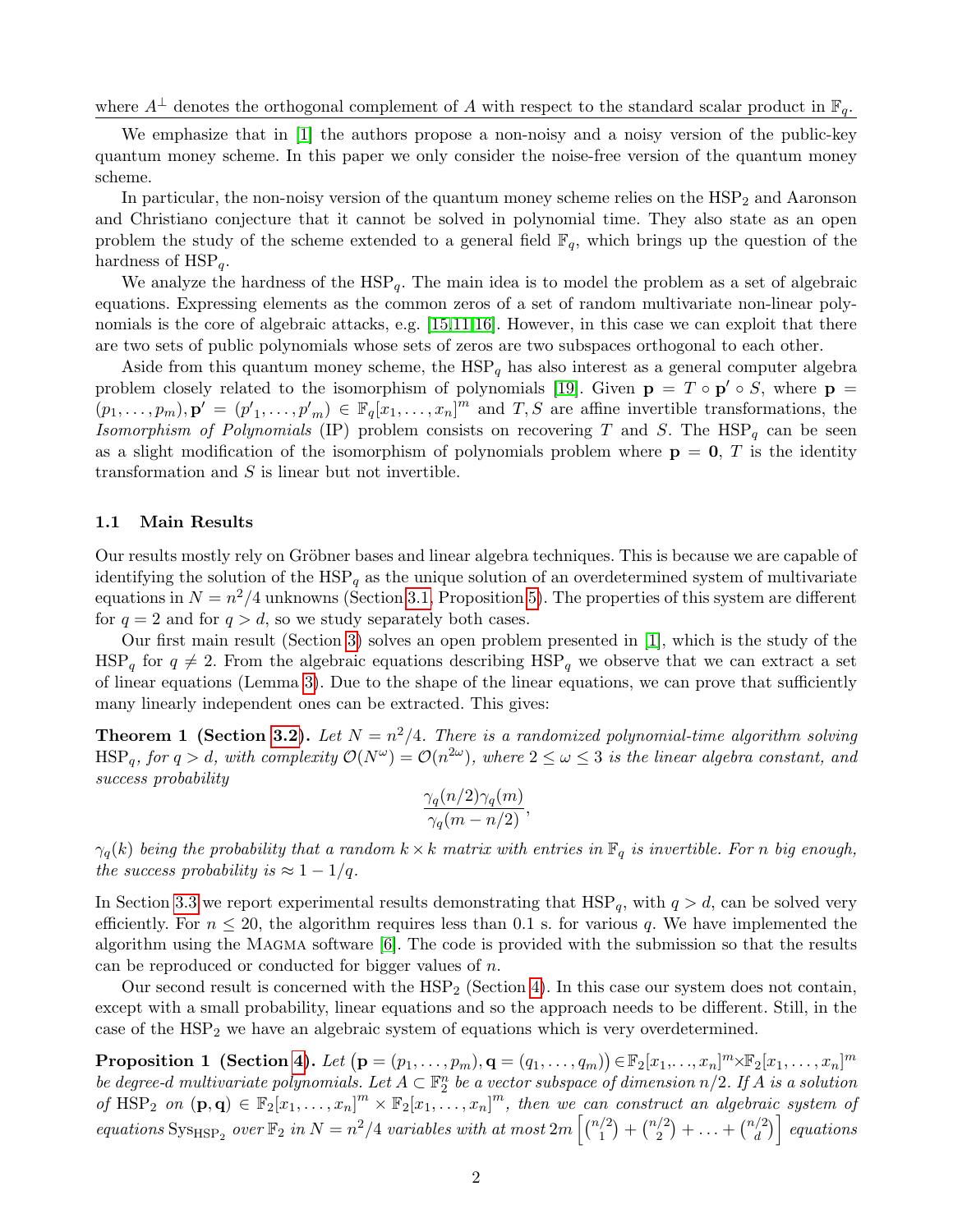where $A^\perp$ denotes the orthogonal complement of $A$ with respect to the standard scalar product in $\mathbb{F}_q$.

We emphasize that in [1] the authors propose a non-noisy and a noisy version of the public-key quantum money scheme. In this paper we only consider the noise-free version of the quantum money scheme.

In particular, the non-noisy version of the quantum money scheme relies on the $\mathrm{HSP}_2$ and Aaronson and Christiano conjecture that it cannot be solved in polynomial time. They also state as an open problem the study of the scheme extended to a general field $\mathbb{F}_q$, which brings up the question of the hardness of $\mathrm{HSP}_q$.

We analyze the hardness of the $\mathrm{HSP}_q$. The main idea is to model the problem as a set of algebraic equations. Expressing elements as the common zeros of a set of random multivariate non-linear polynomials is the core of algebraic attacks, e.g. [15,11,16]. However, in this case we can exploit that there are two sets of public polynomials whose sets of zeros are two subspaces orthogonal to each other.

Aside from this quantum money scheme, the $\mathrm{HSP}_q$ has also interest as a general computer algebra problem closely related to the isomorphism of polynomials [19]. Given $\mathbf{p} = T \circ \mathbf{p}' \circ S$, where $\mathbf{p} = (p_1, \ldots, p_m), \mathbf{p}' = ({p'}_1, \ldots, {p'}_m) \in \mathbb{F}_q[x_1, \ldots, x_n]^m$ and $T, S$ are affine invertible transformations, the *Isomorphism of Polynomials* (IP) problem consists on recovering $T$ and $S$. The $\mathrm{HSP}_q$ can be seen as a slight modification of the isomorphism of polynomials problem where $\mathbf{p} = \mathbf{0}$, $T$ is the identity transformation and $S$ is linear but not invertible.

### 1.1 Main Results

Our results mostly rely on Gröbner bases and linear algebra techniques. This is because we are capable of identifying the solution of the $\mathrm{HSP}_q$ as the unique solution of an overdetermined system of multivariate equations in $N = n^2/4$ unknowns (Section 3.1, Proposition 5). The properties of this system are different for $q = 2$ and for $q > d$, so we study separately both cases.

Our first main result (Section 3) solves an open problem presented in [1], which is the study of the $\mathrm{HSP}_q$ for $q \neq 2$. From the algebraic equations describing $\mathrm{HSP}_q$ we observe that we can extract a set of linear equations (Lemma 3). Due to the shape of the linear equations, we can prove that sufficiently many linearly independent ones can be extracted. This gives:

**Theorem 1 (Section 3.2).** *Let $N = n^2/4$. There is a randomized polynomial-time algorithm solving $\mathrm{HSP}_q$, for $q > d$, with complexity $\mathcal{O}(N^\omega) = \mathcal{O}(n^{2\omega})$, where $2 \leq \omega \leq 3$ is the linear algebra constant, and success probability*

$$\frac{\gamma_q(n/2)\gamma_q(m)}{\gamma_q(m - n/2)},$$

*$\gamma_q(k)$ being the probability that a random $k \times k$ matrix with entries in $\mathbb{F}_q$ is invertible. For $n$ big enough, the success probability is $\approx 1 - 1/q$.*

In Section 3.3 we report experimental results demonstrating that $\mathrm{HSP}_q$, with $q > d$, can be solved very efficiently. For $n \leq 20$, the algorithm requires less than 0.1 s. for various $q$. We have implemented the algorithm using the MAGMA software [6]. The code is provided with the submission so that the results can be reproduced or conducted for bigger values of $n$.

Our second result is concerned with the $\mathrm{HSP}_2$ (Section 4). In this case our system does not contain, except with a small probability, linear equations and so the approach needs to be different. Still, in the case of the $\mathrm{HSP}_2$ we have an algebraic system of equations which is very overdetermined.

**Proposition 1 (Section 4).** *Let $\left(\mathbf{p} = (p_1, \ldots, p_m), \mathbf{q} = (q_1, \ldots, q_m)\right) \in \mathbb{F}_2[x_1, \ldots, x_n]^m \times \mathbb{F}_2[x_1, \ldots, x_n]^m$ be degree-$d$ multivariate polynomials. Let $A \subset \mathbb{F}_2^n$ be a vector subspace of dimension $n/2$. If $A$ is a solution of $\mathrm{HSP}_2$ on $(\mathbf{p}, \mathbf{q}) \in \mathbb{F}_2[x_1, \ldots, x_n]^m \times \mathbb{F}_2[x_1, \ldots, x_n]^m$, then we can construct an algebraic system of equations $\mathrm{Sys}_{\mathrm{HSP}_2}$ over $\mathbb{F}_2$ in $N = n^2/4$ variables with at most $2m\left[\binom{n/2}{1} + \binom{n/2}{2} + \ldots + \binom{n/2}{d}\right]$ equations*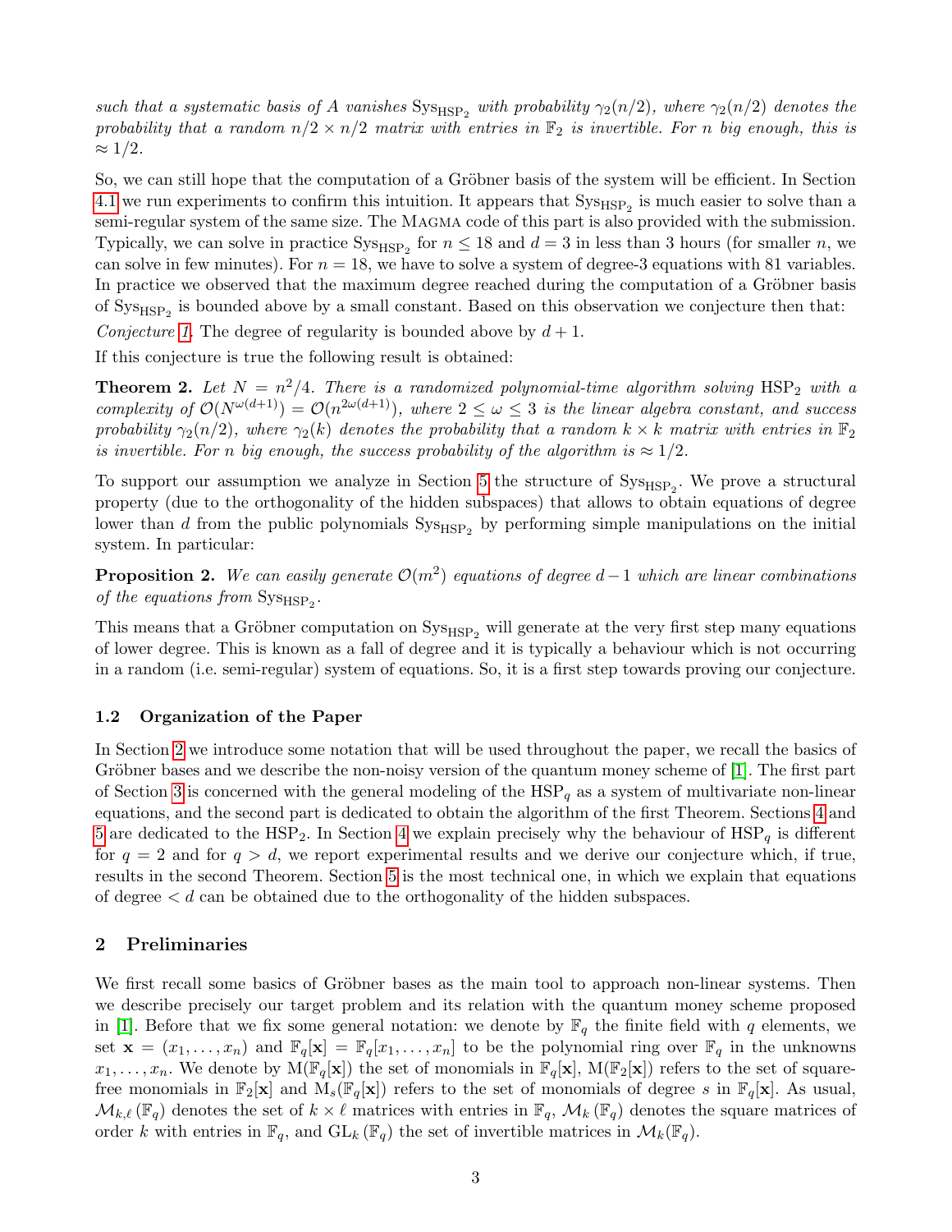*such that a systematic basis of $A$ vanishes $\mathrm{Sys}_{\mathrm{HSP}_2}$ with probability $\gamma_2(n/2)$, where $\gamma_2(n/2)$ denotes the probability that a random $n/2 \times n/2$ matrix with entries in $\mathbb{F}_2$ is invertible. For $n$ big enough, this is $\approx 1/2$.*

So, we can still hope that the computation of a Gröbner basis of the system will be efficient. In Section 4.1 we run experiments to confirm this intuition. It appears that $\mathrm{Sys}_{\mathrm{HSP}_2}$ is much easier to solve than a semi-regular system of the same size. The MAGMA code of this part is also provided with the submission. Typically, we can solve in practice $\mathrm{Sys}_{\mathrm{HSP}_2}$ for $n \leq 18$ and $d = 3$ in less than 3 hours (for smaller $n$, we can solve in few minutes). For $n = 18$, we have to solve a system of degree-3 equations with 81 variables. In practice we observed that the maximum degree reached during the computation of a Gröbner basis of $\mathrm{Sys}_{\mathrm{HSP}_2}$ is bounded above by a small constant. Based on this observation we conjecture then that:

*Conjecture 1.* The degree of regularity is bounded above by $d + 1$.

If this conjecture is true the following result is obtained:

**Theorem 2.** *Let $N = n^2/4$. There is a randomized polynomial-time algorithm solving $\mathrm{HSP}_2$ with a complexity of $\mathcal{O}(N^{\omega(d+1)}) = \mathcal{O}(n^{2\omega(d+1)})$, where $2 \leq \omega \leq 3$ is the linear algebra constant, and success probability $\gamma_2(n/2)$, where $\gamma_2(k)$ denotes the probability that a random $k \times k$ matrix with entries in $\mathbb{F}_2$ is invertible. For $n$ big enough, the success probability of the algorithm is $\approx 1/2$.*

To support our assumption we analyze in Section 5 the structure of $\mathrm{Sys}_{\mathrm{HSP}_2}$. We prove a structural property (due to the orthogonality of the hidden subspaces) that allows to obtain equations of degree lower than $d$ from the public polynomials $\mathrm{Sys}_{\mathrm{HSP}_2}$ by performing simple manipulations on the initial system. In particular:

**Proposition 2.** *We can easily generate $\mathcal{O}(m^2)$ equations of degree $d-1$ which are linear combinations of the equations from $\mathrm{Sys}_{\mathrm{HSP}_2}$.*

This means that a Gröbner computation on $\mathrm{Sys}_{\mathrm{HSP}_2}$ will generate at the very first step many equations of lower degree. This is known as a fall of degree and it is typically a behaviour which is not occurring in a random (i.e. semi-regular) system of equations. So, it is a first step towards proving our conjecture.

### 1.2 Organization of the Paper

In Section 2 we introduce some notation that will be used throughout the paper, we recall the basics of Gröbner bases and we describe the non-noisy version of the quantum money scheme of [1]. The first part of Section 3 is concerned with the general modeling of the $\mathrm{HSP}_q$ as a system of multivariate non-linear equations, and the second part is dedicated to obtain the algorithm of the first Theorem. Sections 4 and 5 are dedicated to the $\mathrm{HSP}_2$. In Section 4 we explain precisely why the behaviour of $\mathrm{HSP}_q$ is different for $q = 2$ and for $q > d$, we report experimental results and we derive our conjecture which, if true, results in the second Theorem. Section 5 is the most technical one, in which we explain that equations of degree $< d$ can be obtained due to the orthogonality of the hidden subspaces.

## 2 Preliminaries

We first recall some basics of Gröbner bases as the main tool to approach non-linear systems. Then we describe precisely our target problem and its relation with the quantum money scheme proposed in [1]. Before that we fix some general notation: we denote by $\mathbb{F}_q$ the finite field with $q$ elements, we set $\mathbf{x} = (x_1, \ldots, x_n)$ and $\mathbb{F}_q[\mathbf{x}] = \mathbb{F}_q[x_1, \ldots, x_n]$ to be the polynomial ring over $\mathbb{F}_q$ in the unknowns $x_1, \ldots, x_n$. We denote by $\mathrm{M}(\mathbb{F}_q[\mathbf{x}])$ the set of monomials in $\mathbb{F}_q[\mathbf{x}]$, $\mathrm{M}(\mathbb{F}_2[\mathbf{x}])$ refers to the set of square-free monomials in $\mathbb{F}_2[\mathbf{x}]$ and $\mathrm{M}_s(\mathbb{F}_q[\mathbf{x}])$ refers to the set of monomials of degree $s$ in $\mathbb{F}_q[\mathbf{x}]$. As usual, $\mathcal{M}_{k,\ell}(\mathbb{F}_q)$ denotes the set of $k \times \ell$ matrices with entries in $\mathbb{F}_q$, $\mathcal{M}_k(\mathbb{F}_q)$ denotes the square matrices of order $k$ with entries in $\mathbb{F}_q$, and $\mathrm{GL}_k(\mathbb{F}_q)$ the set of invertible matrices in $\mathcal{M}_k(\mathbb{F}_q)$.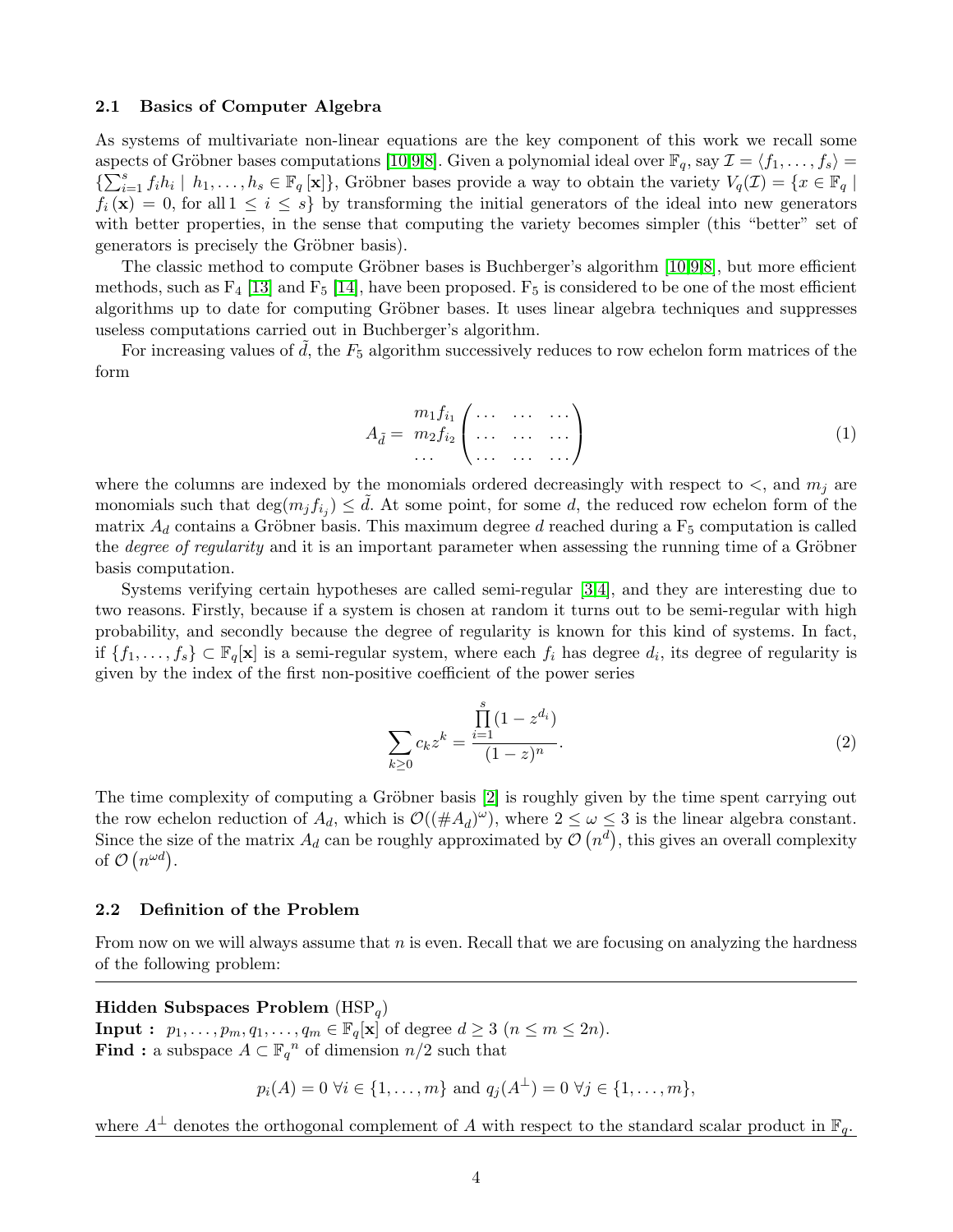### 2.1 Basics of Computer Algebra

As systems of multivariate non-linear equations are the key component of this work we recall some aspects of Gröbner bases computations [10,9,8]. Given a polynomial ideal over $\mathbb{F}_q$, say $\mathcal{I} = \langle f_1, \ldots, f_s \rangle = \{\sum_{i=1}^{s} f_i h_i \mid h_1, \ldots, h_s \in \mathbb{F}_q[\mathbf{x}]\}$, Gröbner bases provide a way to obtain the variety $V_q(\mathcal{I}) = \{x \in \mathbb{F}_q \mid f_i(\mathbf{x}) = 0, \text{ for all } 1 \leq i \leq s\}$ by transforming the initial generators of the ideal into new generators with better properties, in the sense that computing the variety becomes simpler (this "better" set of generators is precisely the Gröbner basis).

The classic method to compute Gröbner bases is Buchberger's algorithm [10,9,8], but more efficient methods, such as $\mathrm{F}_4$ [13] and $\mathrm{F}_5$ [14], have been proposed. $\mathrm{F}_5$ is considered to be one of the most efficient algorithms up to date for computing Gröbner bases. It uses linear algebra techniques and suppresses useless computations carried out in Buchberger's algorithm.

For increasing values of $\tilde{d}$, the $F_5$ algorithm successively reduces to row echelon form matrices of the form

$$A_{\tilde{d}} = \begin{matrix} m_1 f_{i_1} \\ m_2 f_{i_2} \\ \cdots \end{matrix} \begin{pmatrix} \cdots & \cdots & \cdots \\ \cdots & \cdots & \cdots \\ \cdots & \cdots & \cdots \end{pmatrix} \tag{1}$$

where the columns are indexed by the monomials ordered decreasingly with respect to $<$, and $m_j$ are monomials such that $\deg(m_j f_{i_j}) \leq \tilde{d}$. At some point, for some $d$, the reduced row echelon form of the matrix $A_d$ contains a Gröbner basis. This maximum degree $d$ reached during a $\mathrm{F}_5$ computation is called the *degree of regularity* and it is an important parameter when assessing the running time of a Gröbner basis computation.

Systems verifying certain hypotheses are called semi-regular [3,4], and they are interesting due to two reasons. Firstly, because if a system is chosen at random it turns out to be semi-regular with high probability, and secondly because the degree of regularity is known for this kind of systems. In fact, if $\{f_1, \ldots, f_s\} \subset \mathbb{F}_q[\mathbf{x}]$ is a semi-regular system, where each $f_i$ has degree $d_i$, its degree of regularity is given by the index of the first non-positive coefficient of the power series

$$\sum_{k \geq 0} c_k z^k = \frac{\prod_{i=1}^{s} (1 - z^{d_i})}{(1 - z)^n}. \tag{2}$$

The time complexity of computing a Gröbner basis [2] is roughly given by the time spent carrying out the row echelon reduction of $A_d$, which is $\mathcal{O}((\#A_d)^{\omega})$, where $2 \leq \omega \leq 3$ is the linear algebra constant. Since the size of the matrix $A_d$ can be roughly approximated by $\mathcal{O}(n^d)$, this gives an overall complexity of $\mathcal{O}(n^{\omega d})$.

### 2.2 Definition of the Problem

From now on we will always assume that $n$ is even. Recall that we are focusing on analyzing the hardness of the following problem:

---

**Hidden Subspaces Problem** ($\mathrm{HSP}_q$)
**Input :** $p_1, \ldots, p_m, q_1, \ldots, q_m \in \mathbb{F}_q[\mathbf{x}]$ of degree $d \geq 3$ ($n \leq m \leq 2n$).
**Find :** a subspace $A \subset \mathbb{F}_q{}^n$ of dimension $n/2$ such that

$$p_i(A) = 0 \ \forall i \in \{1, \ldots, m\} \text{ and } q_j(A^{\perp}) = 0 \ \forall j \in \{1, \ldots, m\},$$

where $A^{\perp}$ denotes the orthogonal complement of $A$ with respect to the standard scalar product in $\mathbb{F}_q$.

---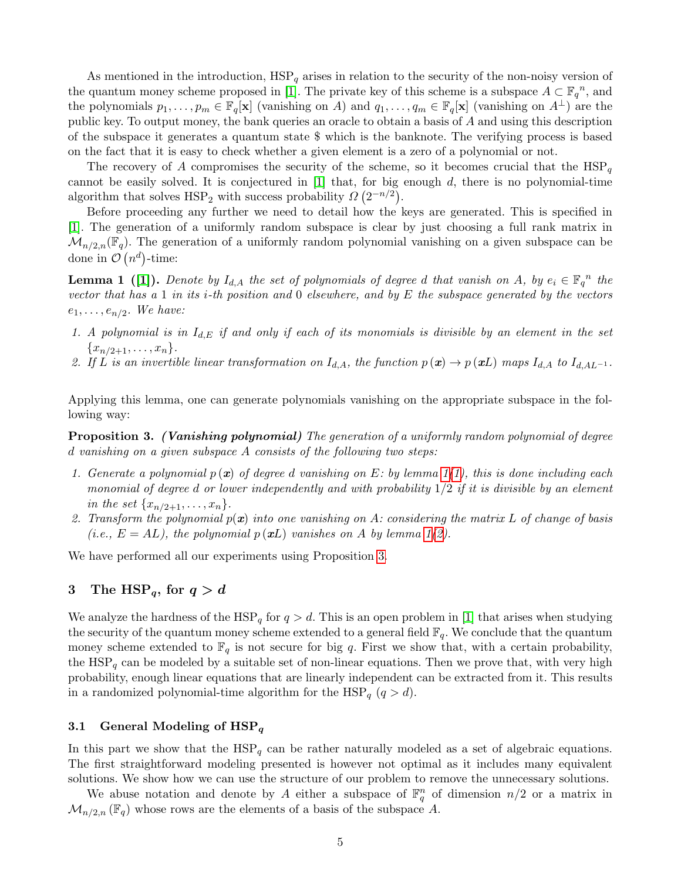As mentioned in the introduction, $\mathrm{HSP}_q$ arises in relation to the security of the non-noisy version of the quantum money scheme proposed in [1]. The private key of this scheme is a subspace $A \subset \mathbb{F}_q{}^n$, and the polynomials $p_1, \ldots, p_m \in \mathbb{F}_q[\mathbf{x}]$ (vanishing on $A$) and $q_1, \ldots, q_m \in \mathbb{F}_q[\mathbf{x}]$ (vanishing on $A^\perp$) are the public key. To output money, the bank queries an oracle to obtain a basis of $A$ and using this description of the subspace it generates a quantum state \$ which is the banknote. The verifying process is based on the fact that it is easy to check whether a given element is a zero of a polynomial or not.

The recovery of $A$ compromises the security of the scheme, so it becomes crucial that the $\mathrm{HSP}_q$ cannot be easily solved. It is conjectured in [1] that, for big enough $d$, there is no polynomial-time algorithm that solves $\mathrm{HSP}_2$ with success probability $\Omega\left(2^{-n/2}\right)$.

Before proceeding any further we need to detail how the keys are generated. This is specified in [1]. The generation of a uniformly random subspace is clear by just choosing a full rank matrix in $\mathcal{M}_{n/2,n}(\mathbb{F}_q)$. The generation of a uniformly random polynomial vanishing on a given subspace can be done in $\mathcal{O}\left(n^d\right)$-time:

**Lemma 1 ([1]).** *Denote by $I_{d,A}$ the set of polynomials of degree $d$ that vanish on $A$, by $e_i \in \mathbb{F}_q{}^n$ the vector that has a 1 in its $i$-th position and 0 elsewhere, and by $E$ the subspace generated by the vectors $e_1, \ldots, e_{n/2}$. We have:*

1. *A polynomial is in $I_{d,E}$ if and only if each of its monomials is divisible by an element in the set $\{x_{n/2+1}, \ldots, x_n\}$.*
2. *If $L$ is an invertible linear transformation on $I_{d,A}$, the function $p(\boldsymbol{x}) \to p(\boldsymbol{x}L)$ maps $I_{d,A}$ to $I_{d,AL^{-1}}$.*

Applying this lemma, one can generate polynomials vanishing on the appropriate subspace in the following way:

**Proposition 3.** ***(Vanishing polynomial)*** *The generation of a uniformly random polynomial of degree $d$ vanishing on a given subspace $A$ consists of the following two steps:*

1. *Generate a polynomial $p(\boldsymbol{x})$ of degree $d$ vanishing on $E$: by lemma 1(1), this is done including each monomial of degree $d$ or lower independently and with probability 1/2 if it is divisible by an element in the set $\{x_{n/2+1}, \ldots, x_n\}$.*
2. *Transform the polynomial $p(\boldsymbol{x})$ into one vanishing on $A$: considering the matrix $L$ of change of basis (i.e., $E = AL$), the polynomial $p(\boldsymbol{x}L)$ vanishes on $A$ by lemma 1(2).*

We have performed all our experiments using Proposition 3.

## 3 The $\mathrm{HSP}_q$, for $q > d$

We analyze the hardness of the $\mathrm{HSP}_q$ for $q > d$. This is an open problem in [1] that arises when studying the security of the quantum money scheme extended to a general field $\mathbb{F}_q$. We conclude that the quantum money scheme extended to $\mathbb{F}_q$ is not secure for big $q$. First we show that, with a certain probability, the $\mathrm{HSP}_q$ can be modeled by a suitable set of non-linear equations. Then we prove that, with very high probability, enough linear equations that are linearly independent can be extracted from it. This results in a randomized polynomial-time algorithm for the $\mathrm{HSP}_q$ ($q > d$).

### 3.1 General Modeling of $\mathrm{HSP}_q$

In this part we show that the $\mathrm{HSP}_q$ can be rather naturally modeled as a set of algebraic equations. The first straightforward modeling presented is however not optimal as it includes many equivalent solutions. We show how we can use the structure of our problem to remove the unnecessary solutions.

We abuse notation and denote by $A$ either a subspace of $\mathbb{F}_q^n$ of dimension $n/2$ or a matrix in $\mathcal{M}_{n/2,n}(\mathbb{F}_q)$ whose rows are the elements of a basis of the subspace $A$.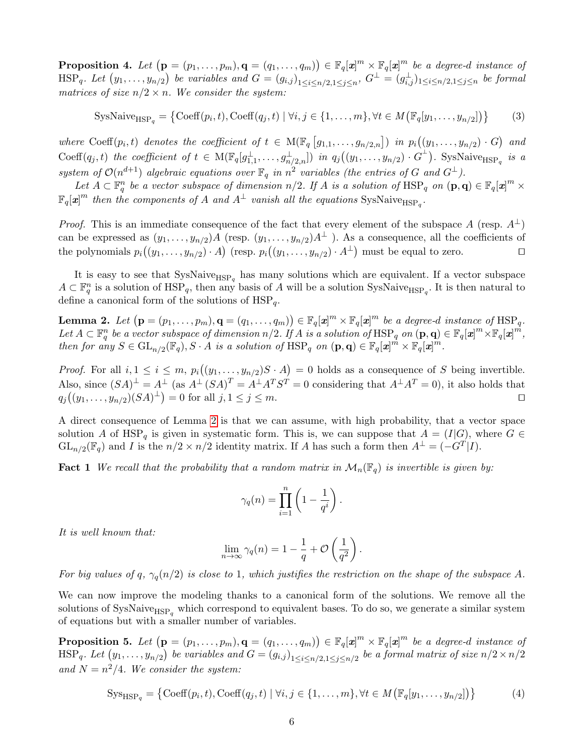**Proposition 4.** *Let* $\left(\mathbf{p} = (p_1, \ldots, p_m), \mathbf{q} = (q_1, \ldots, q_m)\right) \in \mathbb{F}_q[\boldsymbol{x}]^m \times \mathbb{F}_q[\boldsymbol{x}]^m$ *be a degree-*$d$ *instance of* $\mathrm{HSP}_q$*. Let* $(y_1, \ldots, y_{n/2})$ *be variables and* $G = (g_{i,j})_{1 \le i \le n/2, 1 \le j \le n}$*,* $G^{\perp} = (g^{\perp}_{i,j})_{1 \le i \le n/2, 1 \le j \le n}$ *be formal matrices of size* $n/2 \times n$*. We consider the system:*

$$\mathrm{SysNaive}_{\mathrm{HSP}_q} = \left\{ \mathrm{Coeff}(p_i, t), \mathrm{Coeff}(q_j, t) \mid \forall i, j \in \{1, \ldots, m\}, \forall t \in M\left(\mathbb{F}_q[y_1, \ldots, y_{n/2}]\right) \right\} \tag{3}$$

*where* $\mathrm{Coeff}(p_i, t)$ *denotes the coefficient of* $t \in \mathrm{M}(\mathbb{F}_q\left[g_{1,1}, \ldots, g_{n/2,n}\right])$ *in* $p_i\left((y_1, \ldots, y_{n/2}) \cdot G\right)$ *and* $\mathrm{Coeff}(q_j, t)$ *the coefficient of* $t \in \mathrm{M}(\mathbb{F}_q[g^{\perp}_{1,1}, \ldots, g^{\perp}_{n/2,n}])$ *in* $q_j\left((y_1, \ldots, y_{n/2}) \cdot G^{\perp}\right)$*.* $\mathrm{SysNaive}_{\mathrm{HSP}_q}$ *is a system of* $\mathcal{O}(n^{d+1})$ *algebraic equations over* $\mathbb{F}_q$ *in* $n^2$ *variables (the entries of* $G$ *and* $G^{\perp}$*).*

*Let* $A \subset \mathbb{F}_q^n$ *be a vector subspace of dimension* $n/2$*. If* $A$ *is a solution of* $\mathrm{HSP}_q$ *on* $(\mathbf{p}, \mathbf{q}) \in \mathbb{F}_q[\boldsymbol{x}]^m \times \mathbb{F}_q[\boldsymbol{x}]^m$ *then the components of* $A$ *and* $A^{\perp}$ *vanish all the equations* $\mathrm{SysNaive}_{\mathrm{HSP}_q}$*.*

*Proof.* This is an immediate consequence of the fact that every element of the subspace $A$ (resp. $A^{\perp}$) can be expressed as $(y_1, \ldots, y_{n/2})A$ (resp. $(y_1, \ldots, y_{n/2})A^{\perp}$ ). As a consequence, all the coefficients of the polynomials $p_i\left((y_1, \ldots, y_{n/2}) \cdot A\right)$ (resp. $p_i\left((y_1, \ldots, y_{n/2}) \cdot A^{\perp}\right)$ must be equal to zero. ◻

It is easy to see that $\mathrm{SysNaive}_{\mathrm{HSP}_q}$ has many solutions which are equivalent. If a vector subspace $A \subset \mathbb{F}_q^n$ is a solution of $\mathrm{HSP}_q$, then any basis of $A$ will be a solution $\mathrm{SysNaive}_{\mathrm{HSP}_q}$. It is then natural to define a canonical form of the solutions of $\mathrm{HSP}_q$.

**Lemma 2.** *Let* $\left(\mathbf{p} = (p_1, \ldots, p_m), \mathbf{q} = (q_1, \ldots, q_m)\right) \in \mathbb{F}_q[\boldsymbol{x}]^m \times \mathbb{F}_q[\boldsymbol{x}]^m$ *be a degree-*$d$ *instance of* $\mathrm{HSP}_q$*. Let* $A \subset \mathbb{F}_q^n$ *be a vector subspace of dimension* $n/2$*. If* $A$ *is a solution of* $\mathrm{HSP}_q$ *on* $(\mathbf{p}, \mathbf{q}) \in \mathbb{F}_q[\boldsymbol{x}]^m \times \mathbb{F}_q[\boldsymbol{x}]^m$*, then for any* $S \in \mathrm{GL}_{n/2}(\mathbb{F}_q)$*,* $S \cdot A$ *is a solution of* $\mathrm{HSP}_q$ *on* $(\mathbf{p}, \mathbf{q}) \in \mathbb{F}_q[\boldsymbol{x}]^m \times \mathbb{F}_q[\boldsymbol{x}]^m$*.*

*Proof.* For all $i, 1 \le i \le m$, $p_i\left((y_1, \ldots, y_{n/2})S \cdot A\right) = 0$ holds as a consequence of $S$ being invertible. Also, since $(SA)^{\perp} = A^{\perp}$ (as $A^{\perp}\,(SA)^T = A^{\perp}A^TS^T = 0$ considering that $A^{\perp}A^T = 0$), it also holds that $q_j\left((y_1, \ldots, y_{n/2})(SA)^{\perp}\right) = 0$ for all $j, 1 \le j \le m$. ◻

A direct consequence of Lemma 2 is that we can assume, with high probability, that a vector space solution $A$ of $\mathrm{HSP}_q$ is given in systematic form. This is, we can suppose that $A = (I|G)$, where $G \in \mathrm{GL}_{n/2}(\mathbb{F}_q)$ and $I$ is the $n/2 \times n/2$ identity matrix. If $A$ has such a form then $A^{\perp} = (-G^T|I)$.

**Fact 1** *We recall that the probability that a random matrix in* $\mathcal{M}_n(\mathbb{F}_q)$ *is invertible is given by:*

$$\gamma_q(n) = \prod_{i=1}^{n} \left(1 - \frac{1}{q^i}\right).$$

*It is well known that:*

$$\lim_{n \to \infty} \gamma_q(n) = 1 - \frac{1}{q} + \mathcal{O}\left(\frac{1}{q^2}\right).$$

*For big values of* $q$*,* $\gamma_q(n/2)$ *is close to* 1*, which justifies the restriction on the shape of the subspace* $A$*.*

We can now improve the modeling thanks to a canonical form of the solutions. We remove all the solutions of $\mathrm{SysNaive}_{\mathrm{HSP}_q}$ which correspond to equivalent bases. To do so, we generate a similar system of equations but with a smaller number of variables.

**Proposition 5.** *Let* $\left(\mathbf{p} = (p_1, \ldots, p_m), \mathbf{q} = (q_1, \ldots, q_m)\right) \in \mathbb{F}_q[\boldsymbol{x}]^m \times \mathbb{F}_q[\boldsymbol{x}]^m$ *be a degree-*$d$ *instance of* $\mathrm{HSP}_q$*. Let* $(y_1, \ldots, y_{n/2})$ *be variables and* $G = (g_{i,j})_{1 \le i \le n/2, 1 \le j \le n/2}$ *be a formal matrix of size* $n/2 \times n/2$ *and* $N = n^2/4$*. We consider the system:*

$$\mathrm{Sys}_{\mathrm{HSP}_q} = \left\{ \mathrm{Coeff}(p_i, t), \mathrm{Coeff}(q_j, t) \mid \forall i, j \in \{1, \ldots, m\}, \forall t \in M\left(\mathbb{F}_q[y_1, \ldots, y_{n/2}]\right) \right\} \tag{4}$$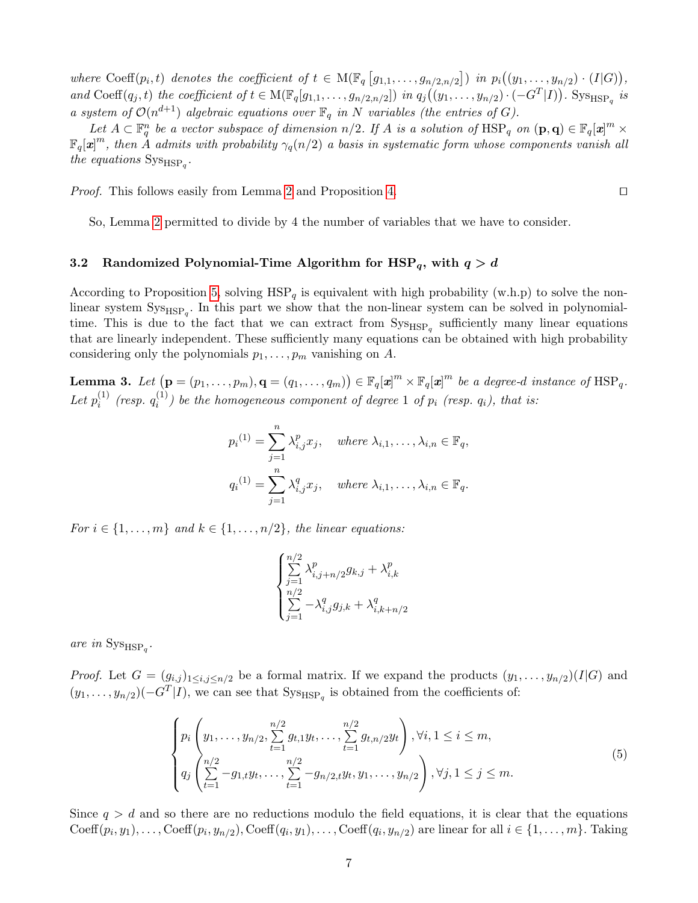*where* $\mathrm{Coeff}(p_i, t)$ *denotes the coefficient of* $t \in \mathrm{M}(\mathbb{F}_q[g_{1,1}, \ldots, g_{n/2,n/2}])$ *in* $p_i\big((y_1, \ldots, y_{n/2}) \cdot (I|G)\big)$*, and* $\mathrm{Coeff}(q_j, t)$ *the coefficient of* $t \in \mathrm{M}(\mathbb{F}_q[g_{1,1}, \ldots, g_{n/2,n/2}])$ *in* $q_j\big((y_1, \ldots, y_{n/2}) \cdot (-G^T|I)\big)$*.* $\mathrm{Sys}_{\mathrm{HSP}_q}$ *is a system of* $\mathcal{O}(n^{d+1})$ *algebraic equations over* $\mathbb{F}_q$ *in* $N$ *variables (the entries of* $G$*).*

*Let* $A \subset \mathbb{F}_q^n$ *be a vector subspace of dimension* $n/2$*. If* $A$ *is a solution of* $\mathrm{HSP}_q$ *on* $(\mathbf{p}, \mathbf{q}) \in \mathbb{F}_q[\boldsymbol{x}]^m \times \mathbb{F}_q[\boldsymbol{x}]^m$*, then* $A$ *admits with probability* $\gamma_q(n/2)$ *a basis in systematic form whose components vanish all the equations* $\mathrm{Sys}_{\mathrm{HSP}_q}$*.*

*Proof.* This follows easily from Lemma 2 and Proposition 4. □

So, Lemma 2 permitted to divide by 4 the number of variables that we have to consider.

### 3.2 Randomized Polynomial-Time Algorithm for $\mathrm{HSP}_q$, with $q > d$

According to Proposition 5, solving $\mathrm{HSP}_q$ is equivalent with high probability (w.h.p) to solve the non-linear system $\mathrm{Sys}_{\mathrm{HSP}_q}$. In this part we show that the non-linear system can be solved in polynomial-time. This is due to the fact that we can extract from $\mathrm{Sys}_{\mathrm{HSP}_q}$ sufficiently many linear equations that are linearly independent. These sufficiently many equations can be obtained with high probability considering only the polynomials $p_1, \ldots, p_m$ vanishing on $A$.

**Lemma 3.** *Let* $\big(\mathbf{p} = (p_1, \ldots, p_m), \mathbf{q} = (q_1, \ldots, q_m)\big) \in \mathbb{F}_q[\boldsymbol{x}]^m \times \mathbb{F}_q[\boldsymbol{x}]^m$ *be a degree-*$d$ *instance of* $\mathrm{HSP}_q$*. Let* ${p_i}^{(1)}$ *(resp.* ${q_i}^{(1)}$*) be the homogeneous component of degree* $1$ *of* $p_i$ *(resp.* $q_i$*), that is:*

$$
{p_i}^{(1)} = \sum_{j=1}^{n} \lambda^p_{i,j} x_j, \quad \text{where } \lambda_{i,1}, \ldots, \lambda_{i,n} \in \mathbb{F}_q,
$$

$$
{q_i}^{(1)} = \sum_{j=1}^{n} \lambda^q_{i,j} x_j, \quad \text{where } \lambda_{i,1}, \ldots, \lambda_{i,n} \in \mathbb{F}_q.
$$

*For* $i \in \{1, \ldots, m\}$ *and* $k \in \{1, \ldots, n/2\}$*, the linear equations:*

$$
\begin{cases}
\sum\limits_{j=1}^{n/2} \lambda^p_{i,j+n/2} g_{k,j} + \lambda^p_{i,k} \\
\sum\limits_{j=1}^{n/2} -\lambda^q_{i,j} g_{j,k} + \lambda^q_{i,k+n/2}
\end{cases}
$$

*are in* $\mathrm{Sys}_{\mathrm{HSP}_q}$*.*

*Proof.* Let $G = (g_{i,j})_{1 \le i,j \le n/2}$ be a formal matrix. If we expand the products $(y_1, \ldots, y_{n/2})(I|G)$ and $(y_1, \ldots, y_{n/2})(-G^T|I)$, we can see that $\mathrm{Sys}_{\mathrm{HSP}_q}$ is obtained from the coefficients of:

$$
\begin{cases}
p_i\left(y_1, \ldots, y_{n/2}, \sum\limits_{t=1}^{n/2} g_{t,1} y_t, \ldots, \sum\limits_{t=1}^{n/2} g_{t,n/2} y_t\right), \forall i, 1 \le i \le m, \\
q_j\left(\sum\limits_{t=1}^{n/2} -g_{1,t} y_t, \ldots, \sum\limits_{t=1}^{n/2} -g_{n/2,t} y_t, y_1, \ldots, y_{n/2}\right), \forall j, 1 \le j \le m.
\end{cases}
\tag{5}
$$

Since $q > d$ and so there are no reductions modulo the field equations, it is clear that the equations $\mathrm{Coeff}(p_i, y_1), \ldots, \mathrm{Coeff}(p_i, y_{n/2}), \mathrm{Coeff}(q_i, y_1), \ldots, \mathrm{Coeff}(q_i, y_{n/2})$ are linear for all $i \in \{1, \ldots, m\}$. Taking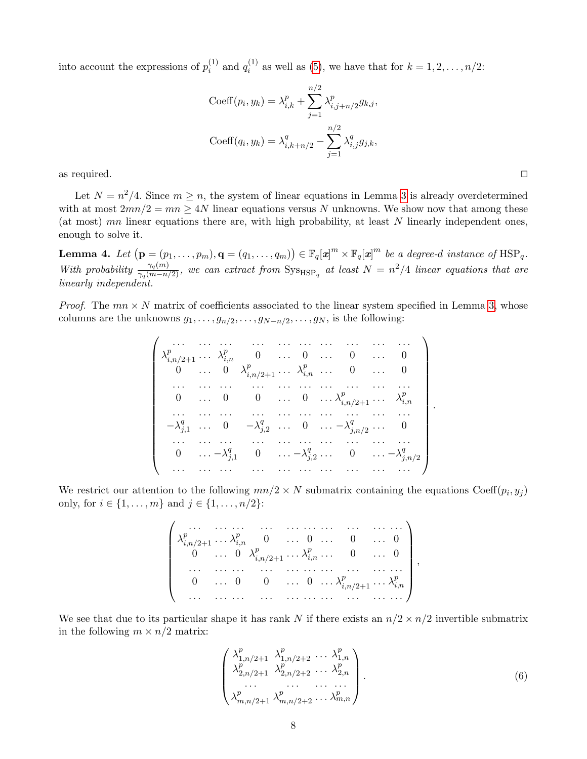into account the expressions of $p_i^{(1)}$ and $q_i^{(1)}$ as well as (5), we have that for $k = 1, 2, \ldots, n/2$:

$$\mathrm{Coeff}(p_i, y_k) = \lambda^p_{i,k} + \sum_{j=1}^{n/2} \lambda^p_{i,j+n/2} g_{k,j},$$

$$\mathrm{Coeff}(q_i, y_k) = \lambda^q_{i,k+n/2} - \sum_{j=1}^{n/2} \lambda^q_{i,j} g_{j,k},$$

as required. ◻

Let $N = n^2/4$. Since $m \geq n$, the system of linear equations in Lemma 3 is already overdetermined with at most $2mn/2 = mn \geq 4N$ linear equations versus $N$ unknowns. We show now that among these (at most) $mn$ linear equations there are, with high probability, at least $N$ linearly independent ones, enough to solve it.

**Lemma 4.** *Let $\big(\mathbf{p} = (p_1, \ldots, p_m), \mathbf{q} = (q_1, \ldots, q_m)\big) \in \mathbb{F}_q[\boldsymbol{x}]^m \times \mathbb{F}_q[\boldsymbol{x}]^m$ be a degree-$d$ instance of $\mathrm{HSP}_q$. With probability $\frac{\gamma_q(m)}{\gamma_q(m-n/2)}$, we can extract from $\mathrm{Sys}_{\mathrm{HSP}_q}$ at least $N = n^2/4$ linear equations that are linearly independent.*

*Proof.* The $mn \times N$ matrix of coefficients associated to the linear system specified in Lemma 3, whose columns are the unknowns $g_1, \ldots, g_{n/2}, \ldots, g_{N-n/2}, \ldots, g_N$, is the following:

$$\begin{pmatrix}
\ldots & \ldots & \ldots & \ldots & \ldots & \ldots & \ldots & \ldots & \ldots & \ldots \\
\lambda^p_{i,n/2+1} & \ldots & \lambda^p_{i,n} & 0 & \ldots & 0 & \ldots & 0 & \ldots & 0 \\
0 & \ldots & 0 & \lambda^p_{i,n/2+1} & \ldots & \lambda^p_{i,n} & \ldots & 0 & \ldots & 0 \\
\ldots & \ldots & \ldots & \ldots & \ldots & \ldots & \ldots & \ldots & \ldots & \ldots \\
0 & \ldots & 0 & 0 & \ldots & 0 & \ldots & \lambda^p_{i,n/2+1} & \ldots & \lambda^p_{i,n} \\
\ldots & \ldots & \ldots & \ldots & \ldots & \ldots & \ldots & \ldots & \ldots & \ldots \\
-\lambda^q_{j,1} & \ldots & 0 & -\lambda^q_{j,2} & \ldots & 0 & \ldots & -\lambda^q_{j,n/2} & \ldots & 0 \\
\ldots & \ldots & \ldots & \ldots & \ldots & \ldots & \ldots & \ldots & \ldots & \ldots \\
0 & \ldots & -\lambda^q_{j,1} & 0 & \ldots & -\lambda^q_{j,2} & \ldots & 0 & \ldots & -\lambda^q_{j,n/2} \\
\ldots & \ldots & \ldots & \ldots & \ldots & \ldots & \ldots & \ldots & \ldots & \ldots
\end{pmatrix}.$$

We restrict our attention to the following $mn/2 \times N$ submatrix containing the equations $\mathrm{Coeff}(p_i, y_j)$ only, for $i \in \{1, \ldots, m\}$ and $j \in \{1, \ldots, n/2\}$:

$$\begin{pmatrix}
\ldots & \ldots & \ldots & \ldots & \ldots & \ldots & \ldots & \ldots & \ldots & \ldots \\
\lambda^p_{i,n/2+1} & \ldots & \lambda^p_{i,n} & 0 & \ldots & 0 & \ldots & 0 & \ldots & 0 \\
0 & \ldots & 0 & \lambda^p_{i,n/2+1} & \ldots & \lambda^p_{i,n} & \ldots & 0 & \ldots & 0 \\
\ldots & \ldots & \ldots & \ldots & \ldots & \ldots & \ldots & \ldots & \ldots & \ldots \\
0 & \ldots & 0 & 0 & \ldots & 0 & \ldots & \lambda^p_{i,n/2+1} & \ldots & \lambda^p_{i,n} \\
\ldots & \ldots & \ldots & \ldots & \ldots & \ldots & \ldots & \ldots & \ldots & \ldots
\end{pmatrix},$$

We see that due to its particular shape it has rank $N$ if there exists an $n/2 \times n/2$ invertible submatrix in the following $m \times n/2$ matrix:

$$\begin{pmatrix}
\lambda^p_{1,n/2+1} & \lambda^p_{1,n/2+2} & \ldots & \lambda^p_{1,n} \\
\lambda^p_{2,n/2+1} & \lambda^p_{2,n/2+2} & \ldots & \lambda^p_{2,n} \\
\ldots & \ldots & \ldots & \ldots \\
\lambda^p_{m,n/2+1} & \lambda^p_{m,n/2+2} & \ldots & \lambda^p_{m,n}
\end{pmatrix}. \tag{6}$$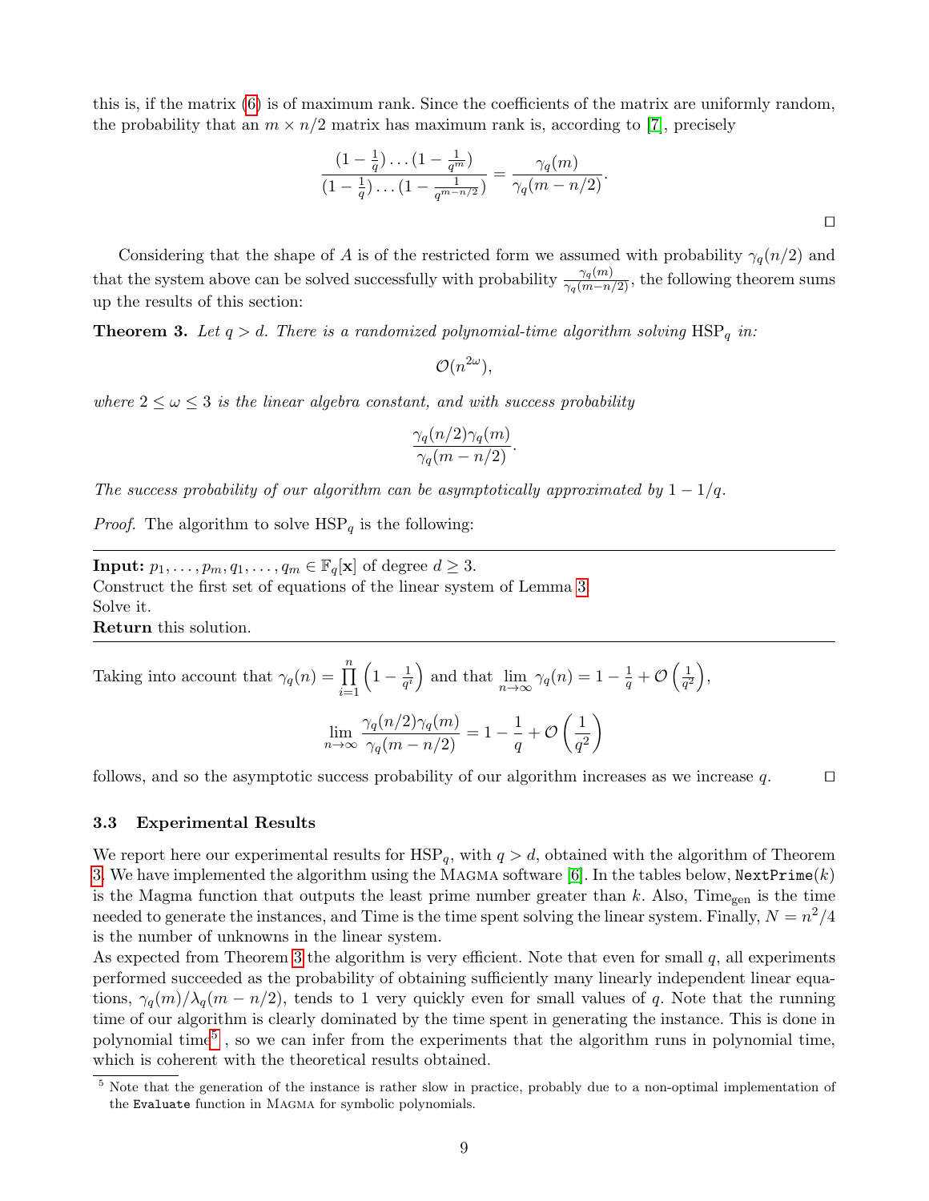this is, if the matrix (6) is of maximum rank. Since the coefficients of the matrix are uniformly random, the probability that an $m \times n/2$ matrix has maximum rank is, according to [7], precisely

$$\frac{(1-\frac{1}{q})\dots(1-\frac{1}{q^m})}{(1-\frac{1}{q})\dots(1-\frac{1}{q^{m-n/2}})} = \frac{\gamma_q(m)}{\gamma_q(m-n/2)}.$$

□

Considering that the shape of $A$ is of the restricted form we assumed with probability $\gamma_q(n/2)$ and that the system above can be solved successfully with probability $\frac{\gamma_q(m)}{\gamma_q(m-n/2)}$, the following theorem sums up the results of this section:

**Theorem 3.** *Let $q > d$. There is a randomized polynomial-time algorithm solving $\mathrm{HSP}_q$ in:*

$$\mathcal{O}(n^{2\omega}),$$

*where $2 \le \omega \le 3$ is the linear algebra constant, and with success probability*

$$\frac{\gamma_q(n/2)\gamma_q(m)}{\gamma_q(m-n/2)}.$$

*The success probability of our algorithm can be asymptotically approximated by $1 - 1/q$.*

*Proof.* The algorithm to solve $\mathrm{HSP}_q$ is the following:

---

**Input:** $p_1, \dots, p_m, q_1, \dots, q_m \in \mathbb{F}_q[\mathbf{x}]$ of degree $d \ge 3$.
Construct the first set of equations of the linear system of Lemma 3.
Solve it.
**Return** this solution.

---

Taking into account that $\gamma_q(n) = \prod_{i=1}^{n} \left(1 - \frac{1}{q^i}\right)$ and that $\lim_{n\to\infty} \gamma_q(n) = 1 - \frac{1}{q} + \mathcal{O}\left(\frac{1}{q^2}\right)$,

$$\lim_{n\to\infty} \frac{\gamma_q(n/2)\gamma_q(m)}{\gamma_q(m-n/2)} = 1 - \frac{1}{q} + \mathcal{O}\left(\frac{1}{q^2}\right)$$

follows, and so the asymptotic success probability of our algorithm increases as we increase $q$. □

### 3.3 Experimental Results

We report here our experimental results for $\mathrm{HSP}_q$, with $q > d$, obtained with the algorithm of Theorem 3. We have implemented the algorithm using the Magma software [6]. In the tables below, `NextPrime(k)` is the Magma function that outputs the least prime number greater than $k$. Also, $\mathrm{Time}_{\mathrm{gen}}$ is the time needed to generate the instances, and Time is the time spent solving the linear system. Finally, $N = n^2/4$ is the number of unknowns in the linear system.

As expected from Theorem 3 the algorithm is very efficient. Note that even for small $q$, all experiments performed succeeded as the probability of obtaining sufficiently many linearly independent linear equations, $\gamma_q(m)/\lambda_q(m-n/2)$, tends to 1 very quickly even for small values of $q$. Note that the running time of our algorithm is clearly dominated by the time spent in generating the instance. This is done in polynomial time[5], so we can infer from the experiments that the algorithm runs in polynomial time, which is coherent with the theoretical results obtained.

[5] Note that the generation of the instance is rather slow in practice, probably due to a non-optimal implementation of the `Evaluate` function in Magma for symbolic polynomials.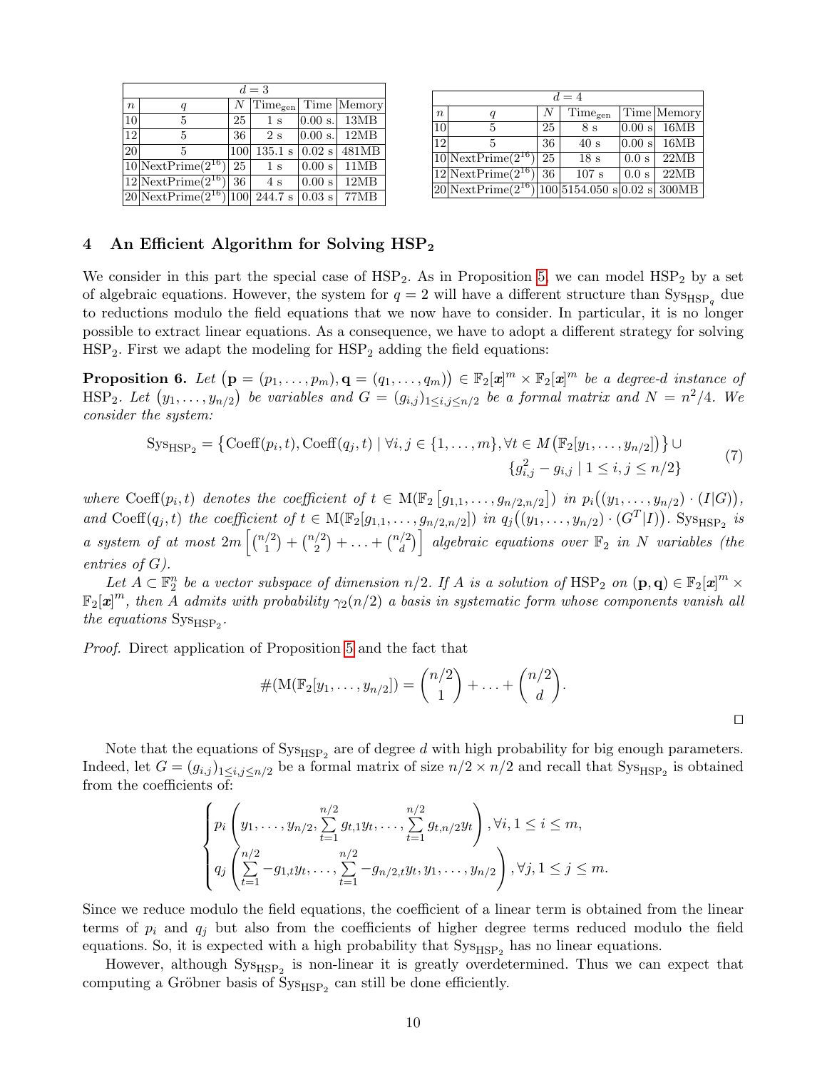| $d=3$ | | | | | |
|---|---|---|---|---|---|
| $n$ | $q$ | $N$ | $\text{Time}_{\text{gen}}$ | Time | Memory |
| 10 | 5 | 25 | 1 s | 0.00 s. | 13MB |
| 12 | 5 | 36 | 2 s | 0.00 s. | 12MB |
| 20 | 5 | 100 | 135.1 s | 0.02 s | 481MB |
| 10 | NextPrime($2^{16}$) | 25 | 1 s | 0.00 s | 11MB |
| 12 | NextPrime($2^{16}$) | 36 | 4 s | 0.00 s | 12MB |
| 20 | NextPrime($2^{16}$) | 100 | 244.7 s | 0.03 s | 77MB |

| $d=4$ | | | | | |
|---|---|---|---|---|---|
| $n$ | $q$ | $N$ | $\text{Time}_{\text{gen}}$ | Time | Memory |
| 10 | 5 | 25 | 8 s | 0.00 s | 16MB |
| 12 | 5 | 36 | 40 s | 0.00 s | 16MB |
| 10 | NextPrime($2^{16}$) | 25 | 18 s | 0.0 s | 22MB |
| 12 | NextPrime($2^{16}$) | 36 | 107 s | 0.0 s | 22MB |
| 20 | NextPrime($2^{16}$) | 100 | 5154.050 s | 0.02 s | 300MB |

## 4 An Efficient Algorithm for Solving $\text{HSP}_2$

We consider in this part the special case of $\text{HSP}_2$. As in Proposition 5, we can model $\text{HSP}_2$ by a set of algebraic equations. However, the system for $q=2$ will have a different structure than $\text{Sys}_{\text{HSP}_q}$ due to reductions modulo the field equations that we now have to consider. In particular, it is no longer possible to extract linear equations. As a consequence, we have to adopt a different strategy for solving $\text{HSP}_2$. First we adapt the modeling for $\text{HSP}_2$ adding the field equations:

**Proposition 6.** *Let* $(\mathbf{p}=(p_1,\ldots,p_m),\mathbf{q}=(q_1,\ldots,q_m))\in\mathbb{F}_2[\boldsymbol{x}]^m\times\mathbb{F}_2[\boldsymbol{x}]^m$ *be a degree-$d$ instance of* $\text{HSP}_2$. *Let* $(y_1,\ldots,y_{n/2})$ *be variables and* $G=(g_{i,j})_{1\le i,j\le n/2}$ *be a formal matrix and* $N=n^2/4$. *We consider the system:*

$$\text{Sys}_{\text{HSP}_2}=\left\{\text{Coeff}(p_i,t),\text{Coeff}(q_j,t)\mid \forall i,j\in\{1,\ldots,m\},\forall t\in M\big(\mathbb{F}_2[y_1,\ldots,y_{n/2}]\big)\right\}\cup \\ \{g_{i,j}^2-g_{i,j}\mid 1\le i,j\le n/2\} \tag{7}$$

*where* $\text{Coeff}(p_i,t)$ *denotes the coefficient of* $t\in\text{M}(\mathbb{F}_2[g_{1,1},\ldots,g_{n/2,n/2}])$ *in* $p_i\big((y_1,\ldots,y_{n/2})\cdot(I|G)\big)$, *and* $\text{Coeff}(q_j,t)$ *the coefficient of* $t\in\text{M}(\mathbb{F}_2[g_{1,1},\ldots,g_{n/2,n/2}])$ *in* $q_j\big((y_1,\ldots,y_{n/2})\cdot(G^T|I)\big)$. $\text{Sys}_{\text{HSP}_2}$ *is a system of at most* $2m\left[\binom{n/2}{1}+\binom{n/2}{2}+\ldots+\binom{n/2}{d}\right]$ *algebraic equations over* $\mathbb{F}_2$ *in* $N$ *variables (the entries of* $G$*).*

*Let* $A\subset\mathbb{F}_2^n$ *be a vector subspace of dimension* $n/2$. *If* $A$ *is a solution of* $\text{HSP}_2$ *on* $(\mathbf{p},\mathbf{q})\in\mathbb{F}_2[\boldsymbol{x}]^m\times\mathbb{F}_2[\boldsymbol{x}]^m$, *then* $A$ *admits with probability* $\gamma_2(n/2)$ *a basis in systematic form whose components vanish all the equations* $\text{Sys}_{\text{HSP}_2}$.

*Proof.* Direct application of Proposition 5 and the fact that

$$\#(\text{M}(\mathbb{F}_2[y_1,\ldots,y_{n/2}])=\binom{n/2}{1}+\ldots+\binom{n/2}{d}.$$

$\square$

Note that the equations of $\text{Sys}_{\text{HSP}_2}$ are of degree $d$ with high probability for big enough parameters. Indeed, let $G=(g_{i,j})_{1\le i,j\le n/2}$ be a formal matrix of size $n/2\times n/2$ and recall that $\text{Sys}_{\text{HSP}_2}$ is obtained from the coefficients of:

$$\begin{cases} p_i\left(y_1,\ldots,y_{n/2},\sum_{t=1}^{n/2}g_{t,1}y_t,\ldots,\sum_{t=1}^{n/2}g_{t,n/2}y_t\right),\forall i,1\le i\le m,\\ q_j\left(\sum_{t=1}^{n/2}-g_{1,t}y_t,\ldots,\sum_{t=1}^{n/2}-g_{n/2,t}y_t,y_1,\ldots,y_{n/2}\right),\forall j,1\le j\le m.\end{cases}$$

Since we reduce modulo the field equations, the coefficient of a linear term is obtained from the linear terms of $p_i$ and $q_j$ but also from the coefficients of higher degree terms reduced modulo the field equations. So, it is expected with a high probability that $\text{Sys}_{\text{HSP}_2}$ has no linear equations.

However, although $\text{Sys}_{\text{HSP}_2}$ is non-linear it is greatly overdetermined. Thus we can expect that computing a Gröbner basis of $\text{Sys}_{\text{HSP}_2}$ can still be done efficiently.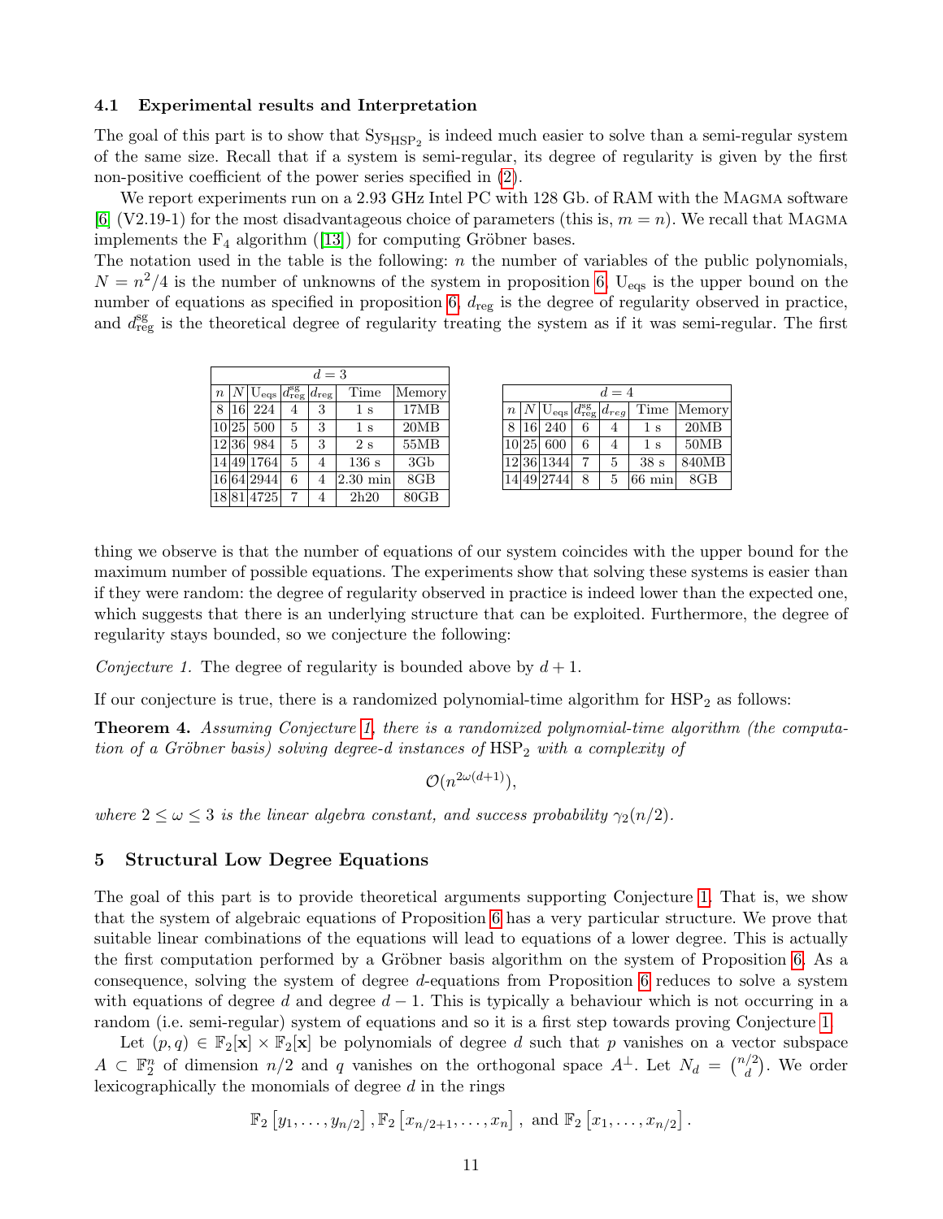### 4.1 Experimental results and Interpretation

The goal of this part is to show that $\text{Sys}_{\text{HSP}_2}$ is indeed much easier to solve than a semi-regular system of the same size. Recall that if a system is semi-regular, its degree of regularity is given by the first non-positive coefficient of the power series specified in (2).

We report experiments run on a 2.93 GHz Intel PC with 128 Gb. of RAM with the MAGMA software [6] (V2.19-1) for the most disadvantageous choice of parameters (this is, $m = n$). We recall that MAGMA implements the $F_4$ algorithm ([13]) for computing Gröbner bases.

The notation used in the table is the following: $n$ the number of variables of the public polynomials, $N = n^2/4$ is the number of unknowns of the system in proposition 6. $U_{\text{eqs}}$ is the upper bound on the number of equations as specified in proposition 6. $d_{\text{reg}}$ is the degree of regularity observed in practice, and $d_{\text{reg}}^{\text{sg}}$ is the theoretical degree of regularity treating the system as if it was semi-regular. The first thing we observe is that the number of equations of our system coincides with the upper bound for the maximum number of possible equations. The experiments show that solving these systems is easier than if they were random: the degree of regularity observed in practice is indeed lower than the expected one, which suggests that there is an underlying structure that can be exploited. Furthermore, the degree of regularity stays bounded, so we conjecture the following:

| $d = 3$ | | | | | | |
|---|---|---|---|---|---|---|
| $n$ | $N$ | $U_{\text{eqs}}$ | $d_{\text{reg}}^{\text{sg}}$ | $d_{\text{reg}}$ | Time | Memory |
| 8 | 16 | 224 | 4 | 3 | 1 s | 17MB |
| 10 | 25 | 500 | 5 | 3 | 1 s | 20MB |
| 12 | 36 | 984 | 5 | 3 | 2 s | 55MB |
| 14 | 49 | 1764 | 5 | 4 | 136 s | 3Gb |
| 16 | 64 | 2944 | 6 | 4 | 2.30 min | 8GB |
| 18 | 81 | 4725 | 7 | 4 | 2h20 | 80GB |

| $d = 4$ | | | | | | |
|---|---|---|---|---|---|---|
| $n$ | $N$ | $U_{\text{eqs}}$ | $d_{\text{reg}}^{\text{sg}}$ | $d_{reg}$ | Time | Memory |
| 8 | 16 | 240 | 6 | 4 | 1 s | 20MB |
| 10 | 25 | 600 | 6 | 4 | 1 s | 50MB |
| 12 | 36 | 1344 | 7 | 5 | 38 s | 840MB |
| 14 | 49 | 2744 | 8 | 5 | 66 min | 8GB |

*Conjecture 1.* The degree of regularity is bounded above by $d + 1$.

If our conjecture is true, there is a randomized polynomial-time algorithm for $\text{HSP}_2$ as follows:

**Theorem 4.** *Assuming Conjecture 1, there is a randomized polynomial-time algorithm (the computation of a Gröbner basis) solving degree-$d$ instances of* $\text{HSP}_2$ *with a complexity of*

$$\mathcal{O}(n^{2\omega(d+1)}),$$

*where $2 \leq \omega \leq 3$ is the linear algebra constant, and success probability $\gamma_2(n/2)$.*

## 5 Structural Low Degree Equations

The goal of this part is to provide theoretical arguments supporting Conjecture 1. That is, we show that the system of algebraic equations of Proposition 6 has a very particular structure. We prove that suitable linear combinations of the equations will lead to equations of a lower degree. This is actually the first computation performed by a Gröbner basis algorithm on the system of Proposition 6. As a consequence, solving the system of degree $d$-equations from Proposition 6 reduces to solve a system with equations of degree $d$ and degree $d-1$. This is typically a behaviour which is not occurring in a random (i.e. semi-regular) system of equations and so it is a first step towards proving Conjecture 1.

Let $(p, q) \in \mathbb{F}_2[\mathbf{x}] \times \mathbb{F}_2[\mathbf{x}]$ be polynomials of degree $d$ such that $p$ vanishes on a vector subspace $A \subset \mathbb{F}_2^n$ of dimension $n/2$ and $q$ vanishes on the orthogonal space $A^{\perp}$. Let $N_d = \binom{n/2}{d}$. We order lexicographically the monomials of degree $d$ in the rings

$$\mathbb{F}_2\left[y_1, \ldots, y_{n/2}\right], \mathbb{F}_2\left[x_{n/2+1}, \ldots, x_n\right], \text{ and } \mathbb{F}_2\left[x_1, \ldots, x_{n/2}\right].$$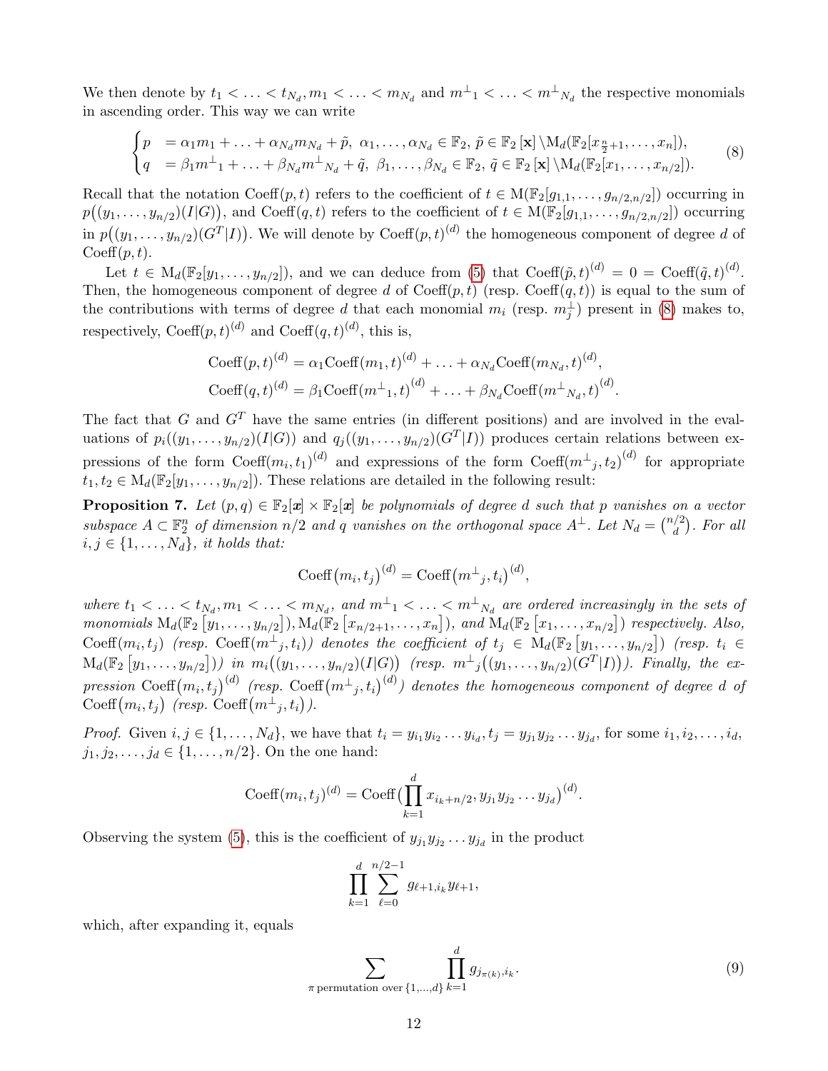We then denote by $t_1 < \ldots < t_{N_d}, m_1 < \ldots < m_{N_d}$ and ${m^\perp}_1 < \ldots < {m^\perp}_{N_d}$ the respective monomials in ascending order. This way we can write

$$\begin{cases} p &= \alpha_1 m_1 + \ldots + \alpha_{N_d} m_{N_d} + \tilde{p},\ \alpha_1, \ldots, \alpha_{N_d} \in \mathbb{F}_2,\ \tilde{p} \in \mathbb{F}_2\left[\mathbf{x}\right] \setminus \mathrm{M}_d(\mathbb{F}_2[x_{\frac{n}{2}+1}, \ldots, x_n]), \\ q &= \beta_1 {m^\perp}_1 + \ldots + \beta_{N_d} {m^\perp}_{N_d} + \tilde{q},\ \beta_1, \ldots, \beta_{N_d} \in \mathbb{F}_2,\ \tilde{q} \in \mathbb{F}_2\left[\mathbf{x}\right] \setminus \mathrm{M}_d(\mathbb{F}_2[x_1, \ldots, x_{n/2}]). \end{cases} \tag{8}$$

Recall that the notation $\mathrm{Coeff}(p, t)$ refers to the coefficient of $t \in \mathrm{M}(\mathbb{F}_2[g_{1,1}, \ldots, g_{n/2,n/2}])$ occurring in $p\big((y_1, \ldots, y_{n/2})(I|G)\big)$, and $\mathrm{Coeff}(q, t)$ refers to the coefficient of $t \in \mathrm{M}(\mathbb{F}_2[g_{1,1}, \ldots, g_{n/2,n/2}])$ occurring in $p\big((y_1, \ldots, y_{n/2})(G^T|I)\big)$. We will denote by $\mathrm{Coeff}(p,t)^{(d)}$ the homogeneous component of degree $d$ of $\mathrm{Coeff}(p, t)$.

Let $t \in \mathrm{M}_d(\mathbb{F}_2[y_1, \ldots, y_{n/2}])$, and we can deduce from (5) that $\mathrm{Coeff}(\tilde{p}, t)^{(d)} = 0 = \mathrm{Coeff}(\tilde{q}, t)^{(d)}$. Then, the homogeneous component of degree $d$ of $\mathrm{Coeff}(p, t)$ (resp. $\mathrm{Coeff}(q, t)$) is equal to the sum of the contributions with terms of degree $d$ that each monomial $m_i$ (resp. $m^\perp_j$) present in (8) makes to, respectively, $\mathrm{Coeff}(p, t)^{(d)}$ and $\mathrm{Coeff}(q, t)^{(d)}$, this is,

$$\mathrm{Coeff}(p,t)^{(d)} = \alpha_1 \mathrm{Coeff}(m_1, t)^{(d)} + \ldots + \alpha_{N_d} \mathrm{Coeff}(m_{N_d}, t)^{(d)},$$
$$\mathrm{Coeff}(q,t)^{(d)} = \beta_1 \mathrm{Coeff}({m^\perp}_1, t)^{(d)} + \ldots + \beta_{N_d} \mathrm{Coeff}({m^\perp}_{N_d}, t)^{(d)}.$$

The fact that $G$ and $G^T$ have the same entries (in different positions) and are involved in the evaluations of $p_i((y_1, \ldots, y_{n/2})(I|G))$ and $q_j((y_1, \ldots, y_{n/2})(G^T|I))$ produces certain relations between expressions of the form $\mathrm{Coeff}(m_i, t_1)^{(d)}$ and expressions of the form $\mathrm{Coeff}({m^\perp}_j, t_2)^{(d)}$ for appropriate $t_1, t_2 \in \mathrm{M}_d(\mathbb{F}_2[y_1, \ldots, y_{n/2}])$. These relations are detailed in the following result:

**Proposition 7.** *Let $(p, q) \in \mathbb{F}_2[\boldsymbol{x}] \times \mathbb{F}_2[\boldsymbol{x}]$ be polynomials of degree $d$ such that $p$ vanishes on a vector subspace $A \subset \mathbb{F}_2^n$ of dimension $n/2$ and $q$ vanishes on the orthogonal space $A^\perp$. Let $N_d = \binom{n/2}{d}$. For all $i, j \in \{1, \ldots, N_d\}$, it holds that:*

$$\mathrm{Coeff}\big(m_i, t_j\big)^{(d)} = \mathrm{Coeff}\big({m^\perp}_j, t_i\big)^{(d)},$$

*where $t_1 < \ldots < t_{N_d}, m_1 < \ldots < m_{N_d}$, and ${m^\perp}_1 < \ldots < {m^\perp}_{N_d}$ are ordered increasingly in the sets of monomials $\mathrm{M}_d(\mathbb{F}_2\left[y_1, \ldots, y_{n/2}\right]), \mathrm{M}_d(\mathbb{F}_2\left[x_{n/2+1}, \ldots, x_n\right])$, and $\mathrm{M}_d(\mathbb{F}_2\left[x_1, \ldots, x_{n/2}\right])$ respectively. Also, $\mathrm{Coeff}(m_i, t_j)$ (resp. $\mathrm{Coeff}({m^\perp}_j, t_i)$) denotes the coefficient of $t_j \in \mathrm{M}_d(\mathbb{F}_2\left[y_1, \ldots, y_{n/2}\right])$ (resp. $t_i \in \mathrm{M}_d(\mathbb{F}_2\left[y_1, \ldots, y_{n/2}\right])$) in $m_i\big((y_1, \ldots, y_{n/2})(I|G)\big)$ (resp. ${m^\perp}_j\big((y_1, \ldots, y_{n/2})(G^T|I)\big)$). Finally, the expression $\mathrm{Coeff}\big(m_i, t_j\big)^{(d)}$ (resp. $\mathrm{Coeff}\big({m^\perp}_j, t_i\big)^{(d)}$) denotes the homogeneous component of degree $d$ of $\mathrm{Coeff}\big(m_i, t_j\big)$ (resp. $\mathrm{Coeff}\big({m^\perp}_j, t_i\big)$).*

*Proof.* Given $i, j \in \{1, \ldots, N_d\}$, we have that $t_i = y_{i_1} y_{i_2} \ldots y_{i_d}, t_j = y_{j_1} y_{j_2} \ldots y_{j_d}$, for some $i_1, i_2, \ldots, i_d$, $j_1, j_2, \ldots, j_d \in \{1, \ldots, n/2\}$. On the one hand:

$$\mathrm{Coeff}(m_i, t_j)^{(d)} = \mathrm{Coeff}\big(\prod_{k=1}^{d} x_{i_k + n/2}, y_{j_1} y_{j_2} \ldots y_{j_d}\big)^{(d)}.$$

Observing the system (5), this is the coefficient of $y_{j_1} y_{j_2} \ldots y_{j_d}$ in the product

$$\prod_{k=1}^{d} \sum_{\ell=0}^{n/2-1} g_{\ell+1, i_k} y_{\ell+1},$$

which, after expanding it, equals

$$\sum_{\pi \text{ permutation over } \{1,\ldots,d\}} \prod_{k=1}^{d} g_{j_{\pi(k)}, i_k}. \tag{9}$$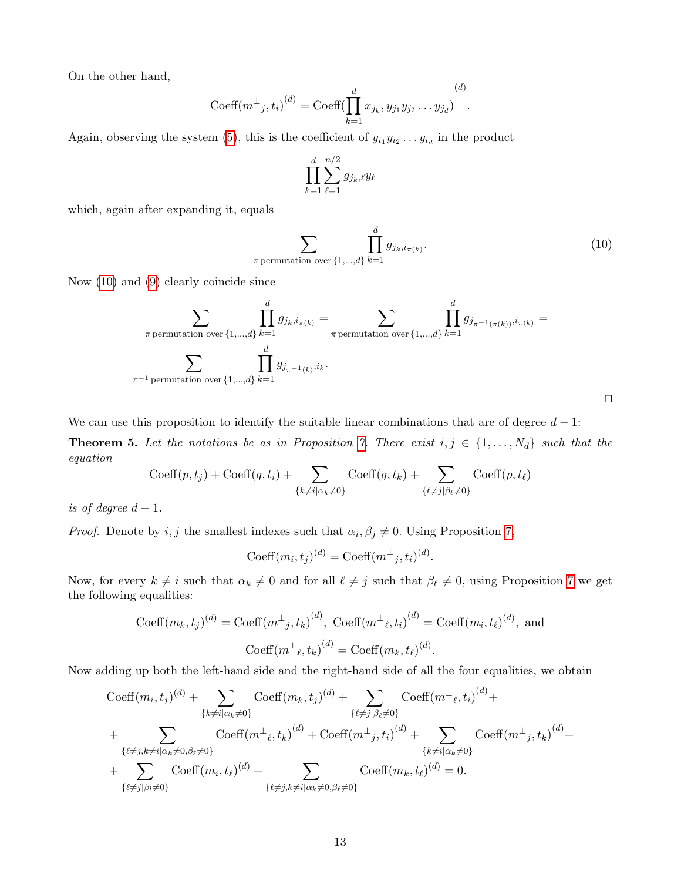On the other hand,

$$\mathrm{Coeff}({m^{\perp}}_j, t_i)^{(d)} = \mathrm{Coeff}(\prod_{k=1}^{d} x_{j_k}, y_{j_1} y_{j_2} \dots y_{j_d})^{(d)}.$$

Again, observing the system (5), this is the coefficient of $y_{i_1} y_{i_2} \dots y_{i_d}$ in the product

$$\prod_{k=1}^{d} \sum_{\ell=1}^{n/2} g_{j_k,\ell} y_\ell$$

which, again after expanding it, equals

$$\sum_{\pi \text{ permutation over } \{1,\dots,d\}} \prod_{k=1}^{d} g_{j_k, i_{\pi(k)}}. \tag{10}$$

Now (10) and (9) clearly coincide since

$$\sum_{\pi \text{ permutation over } \{1,\dots,d\}} \prod_{k=1}^{d} g_{j_k, i_{\pi(k)}} = \sum_{\pi \text{ permutation over } \{1,\dots,d\}} \prod_{k=1}^{d} g_{j_{\pi^{-1}(\pi(k))}, i_{\pi(k)}} =$$

$$\sum_{\pi^{-1} \text{ permutation over } \{1,\dots,d\}} \prod_{k=1}^{d} g_{j_{\pi^{-1}(k)}, i_k}.$$

□

We can use this proposition to identify the suitable linear combinations that are of degree $d-1$:

**Theorem 5.** *Let the notations be as in Proposition 7. There exist $i, j \in \{1, \dots, N_d\}$ such that the equation*

$$\mathrm{Coeff}(p, t_j) + \mathrm{Coeff}(q, t_i) + \sum_{\{k \neq i | \alpha_k \neq 0\}} \mathrm{Coeff}(q, t_k) + \sum_{\{\ell \neq j | \beta_\ell \neq 0\}} \mathrm{Coeff}(p, t_\ell)$$

*is of degree $d-1$.*

*Proof.* Denote by $i, j$ the smallest indexes such that $\alpha_i, \beta_j \neq 0$. Using Proposition 7,

$$\mathrm{Coeff}(m_i, t_j)^{(d)} = \mathrm{Coeff}({m^{\perp}}_j, t_i)^{(d)}.$$

Now, for every $k \neq i$ such that $\alpha_k \neq 0$ and for all $\ell \neq j$ such that $\beta_\ell \neq 0$, using Proposition 7 we get the following equalities:

$$\mathrm{Coeff}(m_k, t_j)^{(d)} = \mathrm{Coeff}({m^{\perp}}_j, t_k)^{(d)}, \ \mathrm{Coeff}({m^{\perp}}_\ell, t_i)^{(d)} = \mathrm{Coeff}(m_i, t_\ell)^{(d)}, \text{ and}$$

$$\mathrm{Coeff}({m^{\perp}}_\ell, t_k)^{(d)} = \mathrm{Coeff}(m_k, t_\ell)^{(d)}.$$

Now adding up both the left-hand side and the right-hand side of all the four equalities, we obtain

$$\mathrm{Coeff}(m_i, t_j)^{(d)} + \sum_{\{k \neq i | \alpha_k \neq 0\}} \mathrm{Coeff}(m_k, t_j)^{(d)} + \sum_{\{\ell \neq j | \beta_\ell \neq 0\}} \mathrm{Coeff}({m^{\perp}}_\ell, t_i)^{(d)} +$$

$$+ \sum_{\{\ell \neq j, k \neq i | \alpha_k \neq 0, \beta_\ell \neq 0\}} \mathrm{Coeff}({m^{\perp}}_\ell, t_k)^{(d)} + \mathrm{Coeff}({m^{\perp}}_j, t_i)^{(d)} + \sum_{\{k \neq i | \alpha_k \neq 0\}} \mathrm{Coeff}({m^{\perp}}_j, t_k)^{(d)} +$$

$$+ \sum_{\{\ell \neq j | \beta_l \neq 0\}} \mathrm{Coeff}(m_i, t_\ell)^{(d)} + \sum_{\{\ell \neq j, k \neq i | \alpha_k \neq 0, \beta_\ell \neq 0\}} \mathrm{Coeff}(m_k, t_\ell)^{(d)} = 0.$$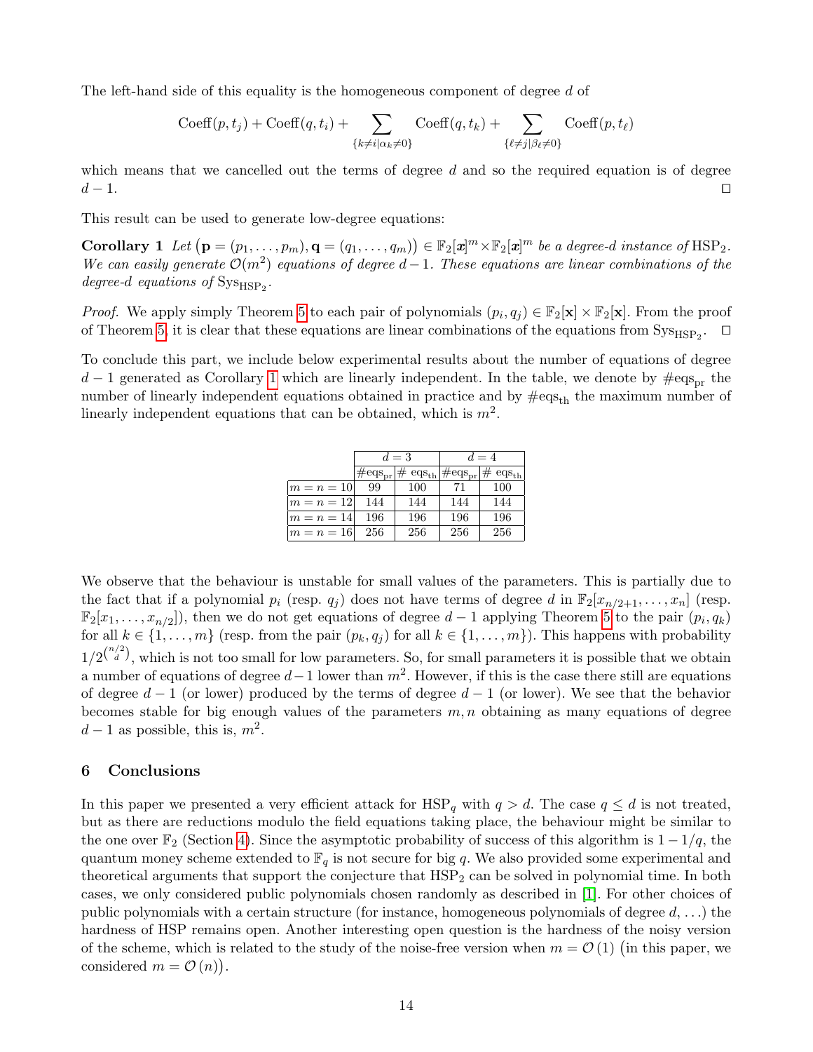The left-hand side of this equality is the homogeneous component of degree $d$ of

$$\mathrm{Coeff}(p, t_j) + \mathrm{Coeff}(q, t_i) + \sum_{\{k \neq i | \alpha_k \neq 0\}} \mathrm{Coeff}(q, t_k) + \sum_{\{\ell \neq j | \beta_\ell \neq 0\}} \mathrm{Coeff}(p, t_\ell)$$

which means that we cancelled out the terms of degree $d$ and so the required equation is of degree $d-1$. □

This result can be used to generate low-degree equations:

**Corollary 1** *Let $\left(\mathbf{p} = (p_1, \ldots, p_m), \mathbf{q} = (q_1, \ldots, q_m)\right) \in \mathbb{F}_2[\boldsymbol{x}]^m \times \mathbb{F}_2[\boldsymbol{x}]^m$ be a degree-$d$ instance of $\mathrm{HSP}_2$. We can easily generate $\mathcal{O}(m^2)$ equations of degree $d-1$. These equations are linear combinations of the degree-$d$ equations of $\mathrm{Sys}_{\mathrm{HSP}_2}$.*

*Proof.* We apply simply Theorem 5 to each pair of polynomials $(p_i, q_j) \in \mathbb{F}_2[\mathbf{x}] \times \mathbb{F}_2[\mathbf{x}]$. From the proof of Theorem 5, it is clear that these equations are linear combinations of the equations from $\mathrm{Sys}_{\mathrm{HSP}_2}$. □

To conclude this part, we include below experimental results about the number of equations of degree $d-1$ generated as Corollary 1 which are linearly independent. In the table, we denote by $\#\mathrm{eqs}_{\mathrm{pr}}$ the number of linearly independent equations obtained in practice and by $\#\mathrm{eqs}_{\mathrm{th}}$ the maximum number of linearly independent equations that can be obtained, which is $m^2$.

| | $d=3$ | | $d=4$ | |
|---|---|---|---|---|
| | $\#\mathrm{eqs}_{\mathrm{pr}}$ | $\#\ \mathrm{eqs}_{\mathrm{th}}$ | $\#\mathrm{eqs}_{\mathrm{pr}}$ | $\#\ \mathrm{eqs}_{\mathrm{th}}$ |
| $m=n=10$ | 99 | 100 | 71 | 100 |
| $m=n=12$ | 144 | 144 | 144 | 144 |
| $m=n=14$ | 196 | 196 | 196 | 196 |
| $m=n=16$ | 256 | 256 | 256 | 256 |

We observe that the behaviour is unstable for small values of the parameters. This is partially due to the fact that if a polynomial $p_i$ (resp. $q_j$) does not have terms of degree $d$ in $\mathbb{F}_2[x_{n/2+1}, \ldots, x_n]$ (resp. $\mathbb{F}_2[x_1, \ldots, x_{n/2}]$), then we do not get equations of degree $d-1$ applying Theorem 5 to the pair $(p_i, q_k)$ for all $k \in \{1, \ldots, m\}$ (resp. from the pair $(p_k, q_j)$ for all $k \in \{1, \ldots, m\}$). This happens with probability $1/2^{\binom{n/2}{d}}$, which is not too small for low parameters. So, for small parameters it is possible that we obtain a number of equations of degree $d-1$ lower than $m^2$. However, if this is the case there still are equations of degree $d-1$ (or lower) produced by the terms of degree $d-1$ (or lower). We see that the behavior becomes stable for big enough values of the parameters $m, n$ obtaining as many equations of degree $d-1$ as possible, this is, $m^2$.

## 6 Conclusions

In this paper we presented a very efficient attack for $\mathrm{HSP}_q$ with $q > d$. The case $q \leq d$ is not treated, but as there are reductions modulo the field equations taking place, the behaviour might be similar to the one over $\mathbb{F}_2$ (Section 4). Since the asymptotic probability of success of this algorithm is $1 - 1/q$, the quantum money scheme extended to $\mathbb{F}_q$ is not secure for big $q$. We also provided some experimental and theoretical arguments that support the conjecture that $\mathrm{HSP}_2$ can be solved in polynomial time. In both cases, we only considered public polynomials chosen randomly as described in [1]. For other choices of public polynomials with a certain structure (for instance, homogeneous polynomials of degree $d$, ...) the hardness of HSP remains open. Another interesting open question is the hardness of the noisy version of the scheme, which is related to the study of the noise-free version when $m = \mathcal{O}(1)$ (in this paper, we considered $m = \mathcal{O}(n)$).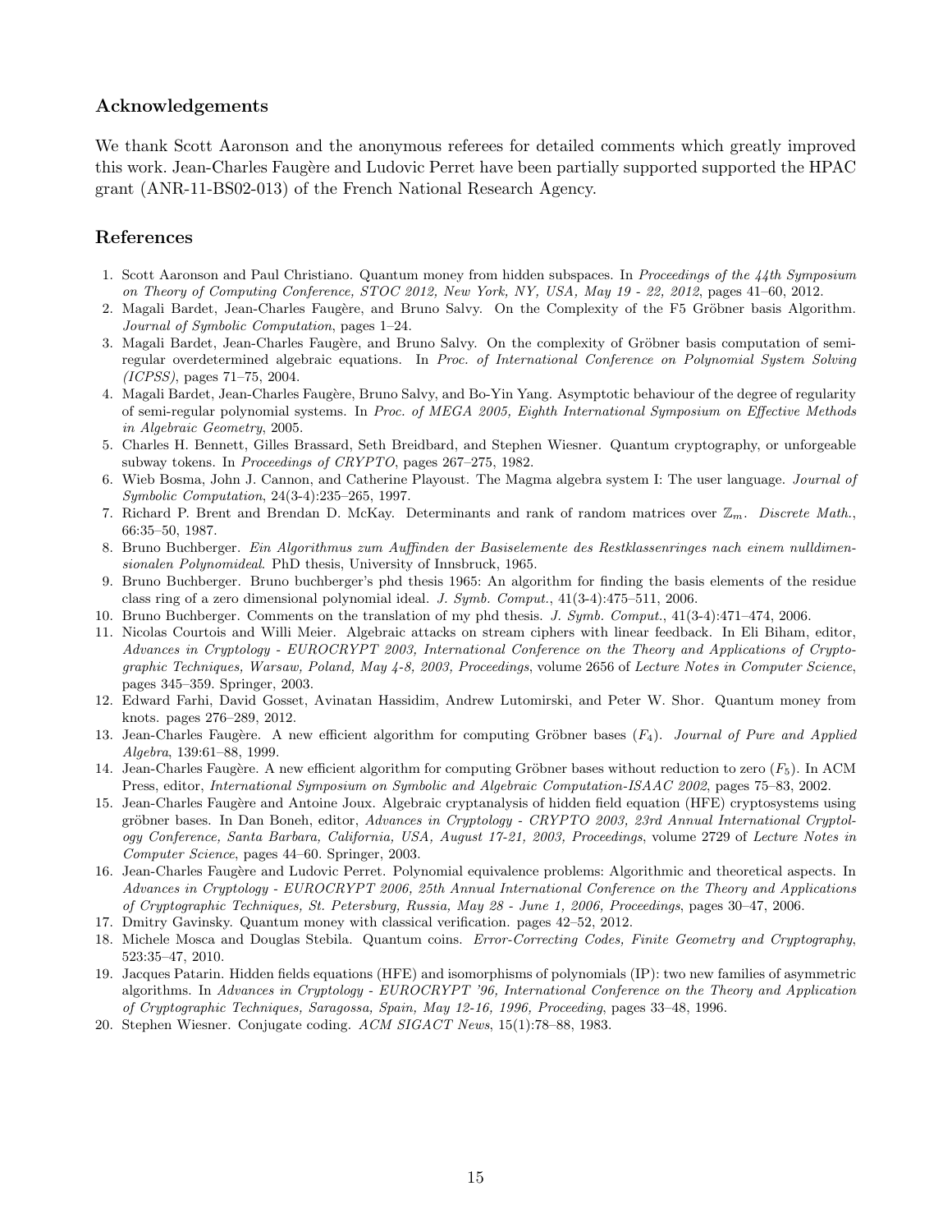## Acknowledgements

We thank Scott Aaronson and the anonymous referees for detailed comments which greatly improved this work. Jean-Charles Faugère and Ludovic Perret have been partially supported supported the HPAC grant (ANR-11-BS02-013) of the French National Research Agency.

## References

1. Scott Aaronson and Paul Christiano. Quantum money from hidden subspaces. In *Proceedings of the 44th Symposium on Theory of Computing Conference, STOC 2012, New York, NY, USA, May 19 - 22, 2012*, pages 41–60, 2012.
2. Magali Bardet, Jean-Charles Faugère, and Bruno Salvy. On the Complexity of the F5 Gröbner basis Algorithm. *Journal of Symbolic Computation*, pages 1–24.
3. Magali Bardet, Jean-Charles Faugère, and Bruno Salvy. On the complexity of Gröbner basis computation of semi-regular overdetermined algebraic equations. In *Proc. of International Conference on Polynomial System Solving (ICPSS)*, pages 71–75, 2004.
4. Magali Bardet, Jean-Charles Faugère, Bruno Salvy, and Bo-Yin Yang. Asymptotic behaviour of the degree of regularity of semi-regular polynomial systems. In *Proc. of MEGA 2005, Eighth International Symposium on Effective Methods in Algebraic Geometry*, 2005.
5. Charles H. Bennett, Gilles Brassard, Seth Breidbard, and Stephen Wiesner. Quantum cryptography, or unforgeable subway tokens. In *Proceedings of CRYPTO*, pages 267–275, 1982.
6. Wieb Bosma, John J. Cannon, and Catherine Playoust. The Magma algebra system I: The user language. *Journal of Symbolic Computation*, 24(3-4):235–265, 1997.
7. Richard P. Brent and Brendan D. McKay. Determinants and rank of random matrices over $\mathbb{Z}_m$. *Discrete Math.*, 66:35–50, 1987.
8. Bruno Buchberger. *Ein Algorithmus zum Auffinden der Basiselemente des Restklassenringes nach einem nulldimensionalen Polynomideal*. PhD thesis, University of Innsbruck, 1965.
9. Bruno Buchberger. Bruno buchberger's phd thesis 1965: An algorithm for finding the basis elements of the residue class ring of a zero dimensional polynomial ideal. *J. Symb. Comput.*, 41(3-4):475–511, 2006.
10. Bruno Buchberger. Comments on the translation of my phd thesis. *J. Symb. Comput.*, 41(3-4):471–474, 2006.
11. Nicolas Courtois and Willi Meier. Algebraic attacks on stream ciphers with linear feedback. In Eli Biham, editor, *Advances in Cryptology - EUROCRYPT 2003, International Conference on the Theory and Applications of Cryptographic Techniques, Warsaw, Poland, May 4-8, 2003, Proceedings*, volume 2656 of *Lecture Notes in Computer Science*, pages 345–359. Springer, 2003.
12. Edward Farhi, David Gosset, Avinatan Hassidim, Andrew Lutomirski, and Peter W. Shor. Quantum money from knots. pages 276–289, 2012.
13. Jean-Charles Faugère. A new efficient algorithm for computing Gröbner bases ($F_4$). *Journal of Pure and Applied Algebra*, 139:61–88, 1999.
14. Jean-Charles Faugère. A new efficient algorithm for computing Gröbner bases without reduction to zero ($F_5$). In ACM Press, editor, *International Symposium on Symbolic and Algebraic Computation-ISAAC 2002*, pages 75–83, 2002.
15. Jean-Charles Faugère and Antoine Joux. Algebraic cryptanalysis of hidden field equation (HFE) cryptosystems using gröbner bases. In Dan Boneh, editor, *Advances in Cryptology - CRYPTO 2003, 23rd Annual International Cryptology Conference, Santa Barbara, California, USA, August 17-21, 2003, Proceedings*, volume 2729 of *Lecture Notes in Computer Science*, pages 44–60. Springer, 2003.
16. Jean-Charles Faugère and Ludovic Perret. Polynomial equivalence problems: Algorithmic and theoretical aspects. In *Advances in Cryptology - EUROCRYPT 2006, 25th Annual International Conference on the Theory and Applications of Cryptographic Techniques, St. Petersburg, Russia, May 28 - June 1, 2006, Proceedings*, pages 30–47, 2006.
17. Dmitry Gavinsky. Quantum money with classical verification. pages 42–52, 2012.
18. Michele Mosca and Douglas Stebila. Quantum coins. *Error-Correcting Codes, Finite Geometry and Cryptography*, 523:35–47, 2010.
19. Jacques Patarin. Hidden fields equations (HFE) and isomorphisms of polynomials (IP): two new families of asymmetric algorithms. In *Advances in Cryptology - EUROCRYPT '96, International Conference on the Theory and Application of Cryptographic Techniques, Saragossa, Spain, May 12-16, 1996, Proceeding*, pages 33–48, 1996.
20. Stephen Wiesner. Conjugate coding. *ACM SIGACT News*, 15(1):78–88, 1983.